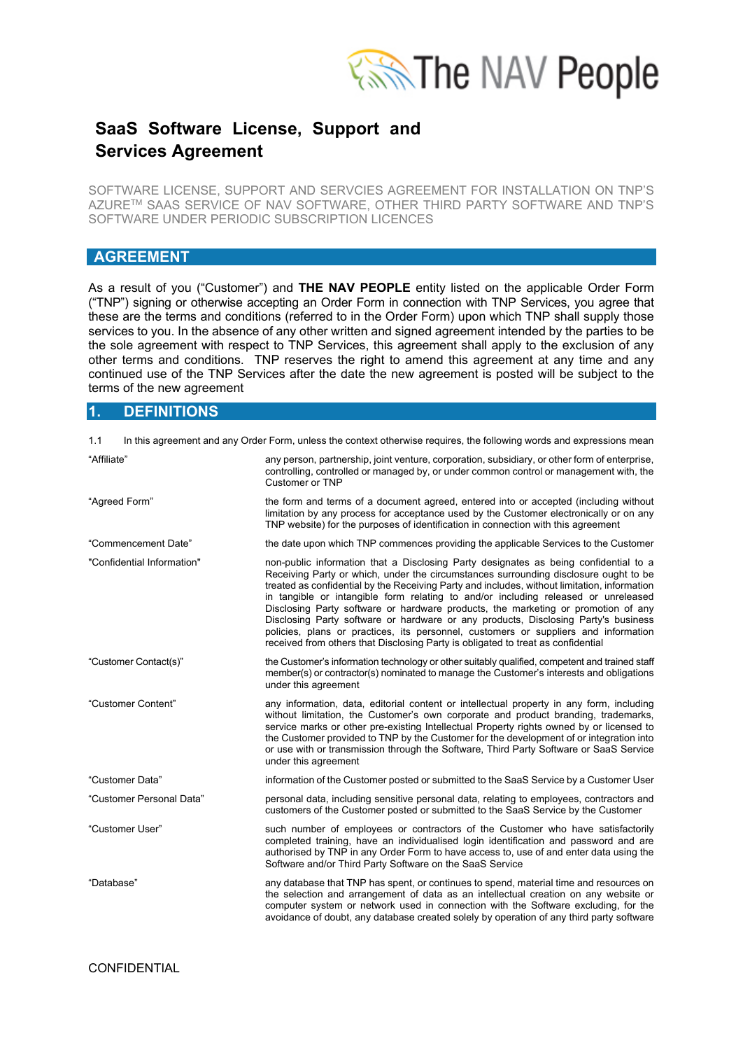# SaaS Software License, Support and Services Agreement

SOFTWARE LICENSE, SUPPORT AND SERVCIES AGREEMENT FOR INSTALLATION ON TNP'S AZURE[TM] SAAS SERVICE OF NAV SOFTWARE, OTHER THIRD PARTY SOFTWARE AND TNP'S SOFTWARE UNDER PERIODIC SUBSCRIPTION LICENCES

## AGREEMENT

As a result of you ("Customer") and **THE NAV PEOPLE** entity listed on the applicable Order Form ("TNP") signing or otherwise accepting an Order Form in connection with TNP Services, you agree that these are the terms and conditions (referred to in the Order Form) upon which TNP shall supply those services to you. In the absence of any other written and signed agreement intended by the parties to be the sole agreement with respect to TNP Services, this agreement shall apply to the exclusion of any other terms and conditions. TNP reserves the right to amend this agreement at any time and any continued use of the TNP Services after the date the new agreement is posted will be subject to the terms of the new agreement

## 1. DEFINITIONS

1.1 In this agreement and any Order Form, unless the context otherwise requires, the following words and expressions mean

| | |
|---|---|
| "Affiliate" | any person, partnership, joint venture, corporation, subsidiary, or other form of enterprise, controlling, controlled or managed by, or under common control or management with, the Customer or TNP |
| "Agreed Form" | the form and terms of a document agreed, entered into or accepted (including without limitation by any process for acceptance used by the Customer electronically or on any TNP website) for the purposes of identification in connection with this agreement |
| "Commencement Date" | the date upon which TNP commences providing the applicable Services to the Customer |
| "Confidential Information" | non-public information that a Disclosing Party designates as being confidential to a Receiving Party or which, under the circumstances surrounding disclosure ought to be treated as confidential by the Receiving Party and includes, without limitation, information in tangible or intangible form relating to and/or including released or unreleased Disclosing Party software or hardware products, the marketing or promotion of any Disclosing Party software or hardware or any products, Disclosing Party's business policies, plans or practices, its personnel, customers or suppliers and information received from others that Disclosing Party is obligated to treat as confidential |
| "Customer Contact(s)" | the Customer's information technology or other suitably qualified, competent and trained staff member(s) or contractor(s) nominated to manage the Customer's interests and obligations under this agreement |
| "Customer Content" | any information, data, editorial content or intellectual property in any form, including without limitation, the Customer's own corporate and product branding, trademarks, service marks or other pre-existing Intellectual Property rights owned by or licensed to the Customer provided to TNP by the Customer for the development of or integration into or use with or transmission through the Software, Third Party Software or SaaS Service under this agreement |
| "Customer Data" | information of the Customer posted or submitted to the SaaS Service by a Customer User |
| "Customer Personal Data" | personal data, including sensitive personal data, relating to employees, contractors and customers of the Customer posted or submitted to the SaaS Service by the Customer |
| "Customer User" | such number of employees or contractors of the Customer who have satisfactorily completed training, have an individualised login identification and password and are authorised by TNP in any Order Form to have access to, use of and enter data using the Software and/or Third Party Software on the SaaS Service |
| "Database" | any database that TNP has spent, or continues to spend, material time and resources on the selection and arrangement of data as an intellectual creation on any website or computer system or network used in connection with the Software excluding, for the avoidance of doubt, any database created solely by operation of any third party software |

CONFIDENTIAL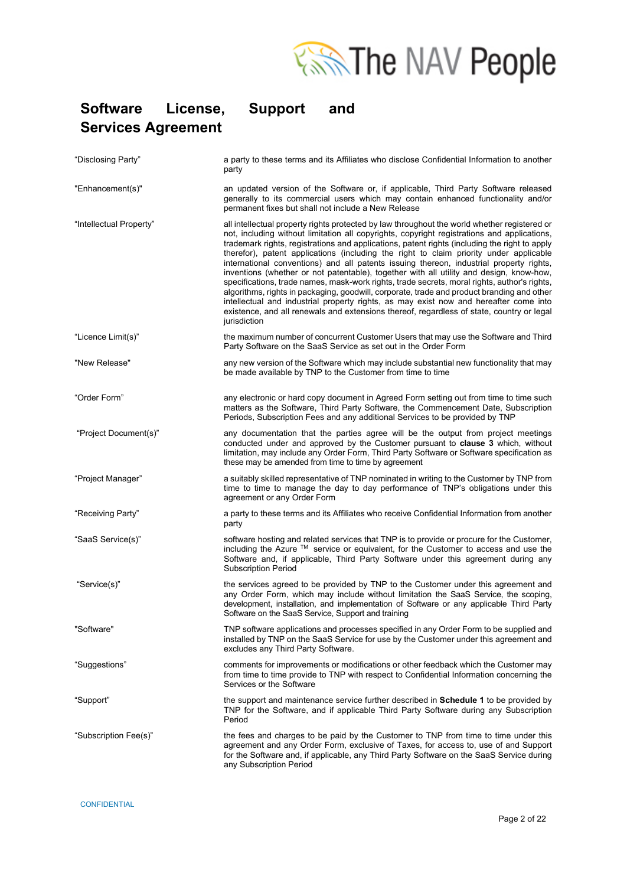# Software License, Support and Services Agreement

| | |
|---|---|
| "Disclosing Party" | a party to these terms and its Affiliates who disclose Confidential Information to another party |
| "Enhancement(s)" | an updated version of the Software or, if applicable, Third Party Software released generally to its commercial users which may contain enhanced functionality and/or permanent fixes but shall not include a New Release |
| "Intellectual Property" | all intellectual property rights protected by law throughout the world whether registered or not, including without limitation all copyrights, copyright registrations and applications, trademark rights, registrations and applications, patent rights (including the right to apply therefor), patent applications (including the right to claim priority under applicable international conventions) and all patents issuing thereon, industrial property rights, inventions (whether or not patentable), together with all utility and design, know-how, specifications, trade names, mask-work rights, trade secrets, moral rights, author's rights, algorithms, rights in packaging, goodwill, corporate, trade and product branding and other intellectual and industrial property rights, as may exist now and hereafter come into existence, and all renewals and extensions thereof, regardless of state, country or legal jurisdiction |
| "Licence Limit(s)" | the maximum number of concurrent Customer Users that may use the Software and Third Party Software on the SaaS Service as set out in the Order Form |
| "New Release" | any new version of the Software which may include substantial new functionality that may be made available by TNP to the Customer from time to time |
| "Order Form" | any electronic or hard copy document in Agreed Form setting out from time to time such matters as the Software, Third Party Software, the Commencement Date, Subscription Periods, Subscription Fees and any additional Services to be provided by TNP |
| "Project Document(s)" | any documentation that the parties agree will be the output from project meetings conducted under and approved by the Customer pursuant to **clause 3** which, without limitation, may include any Order Form, Third Party Software or Software specification as these may be amended from time to time by agreement |
| "Project Manager" | a suitably skilled representative of TNP nominated in writing to the Customer by TNP from time to time to manage the day to day performance of TNP's obligations under this agreement or any Order Form |
| "Receiving Party" | a party to these terms and its Affiliates who receive Confidential Information from another party |
| "SaaS Service(s)" | software hosting and related services that TNP is to provide or procure for the Customer, including the Azure ™ service or equivalent, for the Customer to access and use the Software and, if applicable, Third Party Software under this agreement during any Subscription Period |
| "Service(s)" | the services agreed to be provided by TNP to the Customer under this agreement and any Order Form, which may include without limitation the SaaS Service, the scoping, development, installation, and implementation of Software or any applicable Third Party Software on the SaaS Service, Support and training |
| "Software" | TNP software applications and processes specified in any Order Form to be supplied and installed by TNP on the SaaS Service for use by the Customer under this agreement and excludes any Third Party Software. |
| "Suggestions" | comments for improvements or modifications or other feedback which the Customer may from time to time provide to TNP with respect to Confidential Information concerning the Services or the Software |
| "Support" | the support and maintenance service further described in **Schedule 1** to be provided by TNP for the Software, and if applicable Third Party Software during any Subscription Period |
| "Subscription Fee(s)" | the fees and charges to be paid by the Customer to TNP from time to time under this agreement and any Order Form, exclusive of Taxes, for access to, use of and Support for the Software and, if applicable, any Third Party Software on the SaaS Service during any Subscription Period |

CONFIDENTIAL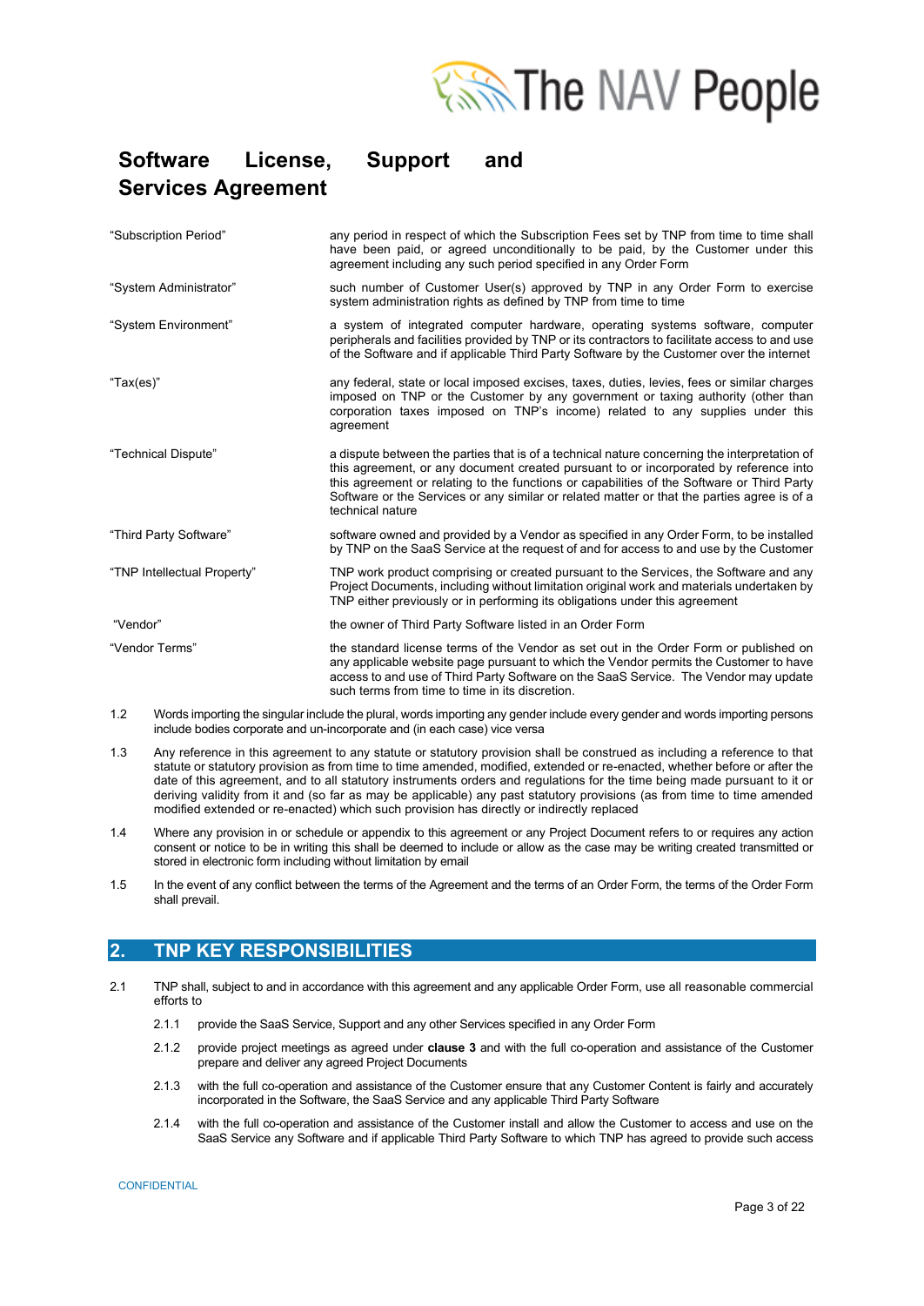# Software License, Support and Services Agreement

| | |
|---|---|
| "Subscription Period" | any period in respect of which the Subscription Fees set by TNP from time to time shall have been paid, or agreed unconditionally to be paid, by the Customer under this agreement including any such period specified in any Order Form |
| "System Administrator" | such number of Customer User(s) approved by TNP in any Order Form to exercise system administration rights as defined by TNP from time to time |
| "System Environment" | a system of integrated computer hardware, operating systems software, computer peripherals and facilities provided by TNP or its contractors to facilitate access to and use of the Software and if applicable Third Party Software by the Customer over the internet |
| "Tax(es)" | any federal, state or local imposed excises, taxes, duties, levies, fees or similar charges imposed on TNP or the Customer by any government or taxing authority (other than corporation taxes imposed on TNP's income) related to any supplies under this agreement |
| "Technical Dispute" | a dispute between the parties that is of a technical nature concerning the interpretation of this agreement, or any document created pursuant to or incorporated by reference into this agreement or relating to the functions or capabilities of the Software or Third Party Software or the Services or any similar or related matter or that the parties agree is of a technical nature |
| "Third Party Software" | software owned and provided by a Vendor as specified in any Order Form, to be installed by TNP on the SaaS Service at the request of and for access to and use by the Customer |
| "TNP Intellectual Property" | TNP work product comprising or created pursuant to the Services, the Software and any Project Documents, including without limitation original work and materials undertaken by TNP either previously or in performing its obligations under this agreement |
| "Vendor" | the owner of Third Party Software listed in an Order Form |
| "Vendor Terms" | the standard license terms of the Vendor as set out in the Order Form or published on any applicable website page pursuant to which the Vendor permits the Customer to have access to and use of Third Party Software on the SaaS Service. The Vendor may update such terms from time to time in its discretion. |

1.2 Words importing the singular include the plural, words importing any gender include every gender and words importing persons include bodies corporate and un-incorporate and (in each case) vice versa

1.3 Any reference in this agreement to any statute or statutory provision shall be construed as including a reference to that statute or statutory provision as from time to time amended, modified, extended or re-enacted, whether before or after the date of this agreement, and to all statutory instruments orders and regulations for the time being made pursuant to it or deriving validity from it and (so far as may be applicable) any past statutory provisions (as from time to time amended modified extended or re-enacted) which such provision has directly or indirectly replaced

1.4 Where any provision in or schedule or appendix to this agreement or any Project Document refers to or requires any action consent or notice to be in writing this shall be deemed to include or allow as the case may be writing created transmitted or stored in electronic form including without limitation by email

1.5 In the event of any conflict between the terms of the Agreement and the terms of an Order Form, the terms of the Order Form shall prevail.

## 2. TNP KEY RESPONSIBILITIES

2.1 TNP shall, subject to and in accordance with this agreement and any applicable Order Form, use all reasonable commercial efforts to

2.1.1 provide the SaaS Service, Support and any other Services specified in any Order Form

2.1.2 provide project meetings as agreed under **clause 3** and with the full co-operation and assistance of the Customer prepare and deliver any agreed Project Documents

2.1.3 with the full co-operation and assistance of the Customer ensure that any Customer Content is fairly and accurately incorporated in the Software, the SaaS Service and any applicable Third Party Software

2.1.4 with the full co-operation and assistance of the Customer install and allow the Customer to access and use on the SaaS Service any Software and if applicable Third Party Software to which TNP has agreed to provide such access

CONFIDENTIAL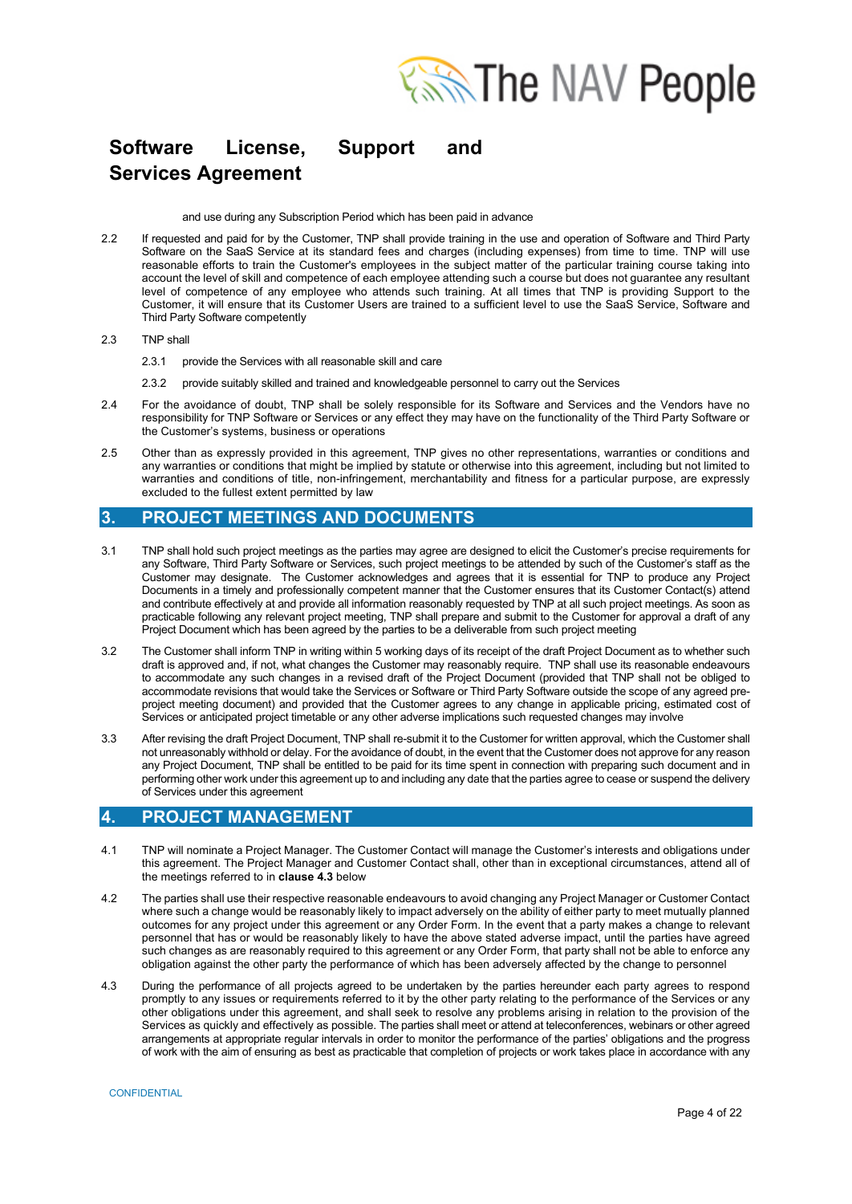and use during any Subscription Period which has been paid in advance

2.2 If requested and paid for by the Customer, TNP shall provide training in the use and operation of Software and Third Party Software on the SaaS Service at its standard fees and charges (including expenses) from time to time. TNP will use reasonable efforts to train the Customer's employees in the subject matter of the particular training course taking into account the level of skill and competence of each employee attending such a course but does not guarantee any resultant level of competence of any employee who attends such training. At all times that TNP is providing Support to the Customer, it will ensure that its Customer Users are trained to a sufficient level to use the SaaS Service, Software and Third Party Software competently

2.3 TNP shall

2.3.1 provide the Services with all reasonable skill and care

2.3.2 provide suitably skilled and trained and knowledgeable personnel to carry out the Services

2.4 For the avoidance of doubt, TNP shall be solely responsible for its Software and Services and the Vendors have no responsibility for TNP Software or Services or any effect they may have on the functionality of the Third Party Software or the Customer's systems, business or operations

2.5 Other than as expressly provided in this agreement, TNP gives no other representations, warranties or conditions and any warranties or conditions that might be implied by statute or otherwise into this agreement, including but not limited to warranties and conditions of title, non-infringement, merchantability and fitness for a particular purpose, are expressly excluded to the fullest extent permitted by law

## 3. PROJECT MEETINGS AND DOCUMENTS

3.1 TNP shall hold such project meetings as the parties may agree are designed to elicit the Customer's precise requirements for any Software, Third Party Software or Services, such project meetings to be attended by such of the Customer's staff as the Customer may designate. The Customer acknowledges and agrees that it is essential for TNP to produce any Project Documents in a timely and professionally competent manner that the Customer ensures that its Customer Contact(s) attend and contribute effectively at and provide all information reasonably requested by TNP at all such project meetings. As soon as practicable following any relevant project meeting, TNP shall prepare and submit to the Customer for approval a draft of any Project Document which has been agreed by the parties to be a deliverable from such project meeting

3.2 The Customer shall inform TNP in writing within 5 working days of its receipt of the draft Project Document as to whether such draft is approved and, if not, what changes the Customer may reasonably require. TNP shall use its reasonable endeavours to accommodate any such changes in a revised draft of the Project Document (provided that TNP shall not be obliged to accommodate revisions that would take the Services or Software or Third Party Software outside the scope of any agreed pre-project meeting document) and provided that the Customer agrees to any change in applicable pricing, estimated cost of Services or anticipated project timetable or any other adverse implications such requested changes may involve

3.3 After revising the draft Project Document, TNP shall re-submit it to the Customer for written approval, which the Customer shall not unreasonably withhold or delay. For the avoidance of doubt, in the event that the Customer does not approve for any reason any Project Document, TNP shall be entitled to be paid for its time spent in connection with preparing such document and in performing other work under this agreement up to and including any date that the parties agree to cease or suspend the delivery of Services under this agreement

## 4. PROJECT MANAGEMENT

4.1 TNP will nominate a Project Manager. The Customer Contact will manage the Customer's interests and obligations under this agreement. The Project Manager and Customer Contact shall, other than in exceptional circumstances, attend all of the meetings referred to in **clause 4.3** below

4.2 The parties shall use their respective reasonable endeavours to avoid changing any Project Manager or Customer Contact where such a change would be reasonably likely to impact adversely on the ability of either party to meet mutually planned outcomes for any project under this agreement or any Order Form. In the event that a party makes a change to relevant personnel that has or would be reasonably likely to have the above stated adverse impact, until the parties have agreed such changes as are reasonably required to this agreement or any Order Form, that party shall not be able to enforce any obligation against the other party the performance of which has been adversely affected by the change to personnel

4.3 During the performance of all projects agreed to be undertaken by the parties hereunder each party agrees to respond promptly to any issues or requirements referred to it by the other party relating to the performance of the Services or any other obligations under this agreement, and shall seek to resolve any problems arising in relation to the provision of the Services as quickly and effectively as possible. The parties shall meet or attend at teleconferences, webinars or other agreed arrangements at appropriate regular intervals in order to monitor the performance of the parties' obligations and the progress of work with the aim of ensuring as best as practicable that completion of projects or work takes place in accordance with any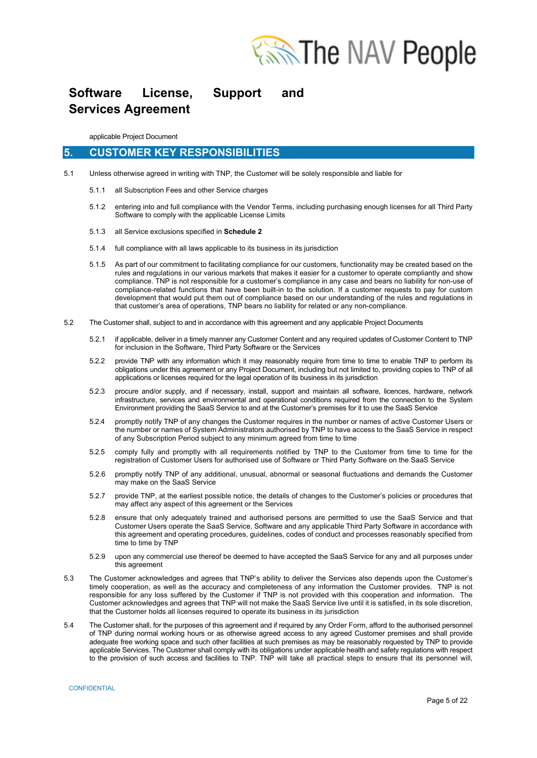applicable Project Document

## 5. CUSTOMER KEY RESPONSIBILITIES

5.1 Unless otherwise agreed in writing with TNP, the Customer will be solely responsible and liable for

5.1.1 all Subscription Fees and other Service charges

5.1.2 entering into and full compliance with the Vendor Terms, including purchasing enough licenses for all Third Party Software to comply with the applicable License Limits

5.1.3 all Service exclusions specified in **Schedule 2**

5.1.4 full compliance with all laws applicable to its business in its jurisdiction

5.1.5 As part of our commitment to facilitating compliance for our customers, functionality may be created based on the rules and regulations in our various markets that makes it easier for a customer to operate compliantly and show compliance. TNP is not responsible for a customer's compliance in any case and bears no liability for non-use of compliance-related functions that have been built-in to the solution. If a customer requests to pay for custom development that would put them out of compliance based on our understanding of the rules and regulations in that customer's area of operations, TNP bears no liability for related or any non-compliance.

5.2 The Customer shall, subject to and in accordance with this agreement and any applicable Project Documents

5.2.1 if applicable, deliver in a timely manner any Customer Content and any required updates of Customer Content to TNP for inclusion in the Software, Third Party Software or the Services

5.2.2 provide TNP with any information which it may reasonably require from time to time to enable TNP to perform its obligations under this agreement or any Project Document, including but not limited to, providing copies to TNP of all applications or licenses required for the legal operation of its business in its jurisdiction

5.2.3 procure and/or supply, and if necessary, install, support and maintain all software, licences, hardware, network infrastructure, services and environmental and operational conditions required from the connection to the System Environment providing the SaaS Service to and at the Customer's premises for it to use the SaaS Service

5.2.4 promptly notify TNP of any changes the Customer requires in the number or names of active Customer Users or the number or names of System Administrators authorised by TNP to have access to the SaaS Service in respect of any Subscription Period subject to any minimum agreed from time to time

5.2.5 comply fully and promptly with all requirements notified by TNP to the Customer from time to time for the registration of Customer Users for authorised use of Software or Third Party Software on the SaaS Service

5.2.6 promptly notify TNP of any additional, unusual, abnormal or seasonal fluctuations and demands the Customer may make on the SaaS Service

5.2.7 provide TNP, at the earliest possible notice, the details of changes to the Customer's policies or procedures that may affect any aspect of this agreement or the Services

5.2.8 ensure that only adequately trained and authorised persons are permitted to use the SaaS Service and that Customer Users operate the SaaS Service, Software and any applicable Third Party Software in accordance with this agreement and operating procedures, guidelines, codes of conduct and processes reasonably specified from time to time by TNP

5.2.9 upon any commercial use thereof be deemed to have accepted the SaaS Service for any and all purposes under this agreement

5.3 The Customer acknowledges and agrees that TNP's ability to deliver the Services also depends upon the Customer's timely cooperation, as well as the accuracy and completeness of any information the Customer provides. TNP is not responsible for any loss suffered by the Customer if TNP is not provided with this cooperation and information. The Customer acknowledges and agrees that TNP will not make the SaaS Service live until it is satisfied, in its sole discretion, that the Customer holds all licenses required to operate its business in its jurisdiction

5.4 The Customer shall, for the purposes of this agreement and if required by any Order Form, afford to the authorised personnel of TNP during normal working hours or as otherwise agreed access to any agreed Customer premises and shall provide adequate free working space and such other facilities at such premises as may be reasonably requested by TNP to provide applicable Services. The Customer shall comply with its obligations under applicable health and safety regulations with respect to the provision of such access and facilities to TNP. TNP will take all practical steps to ensure that its personnel will,

CONFIDENTIAL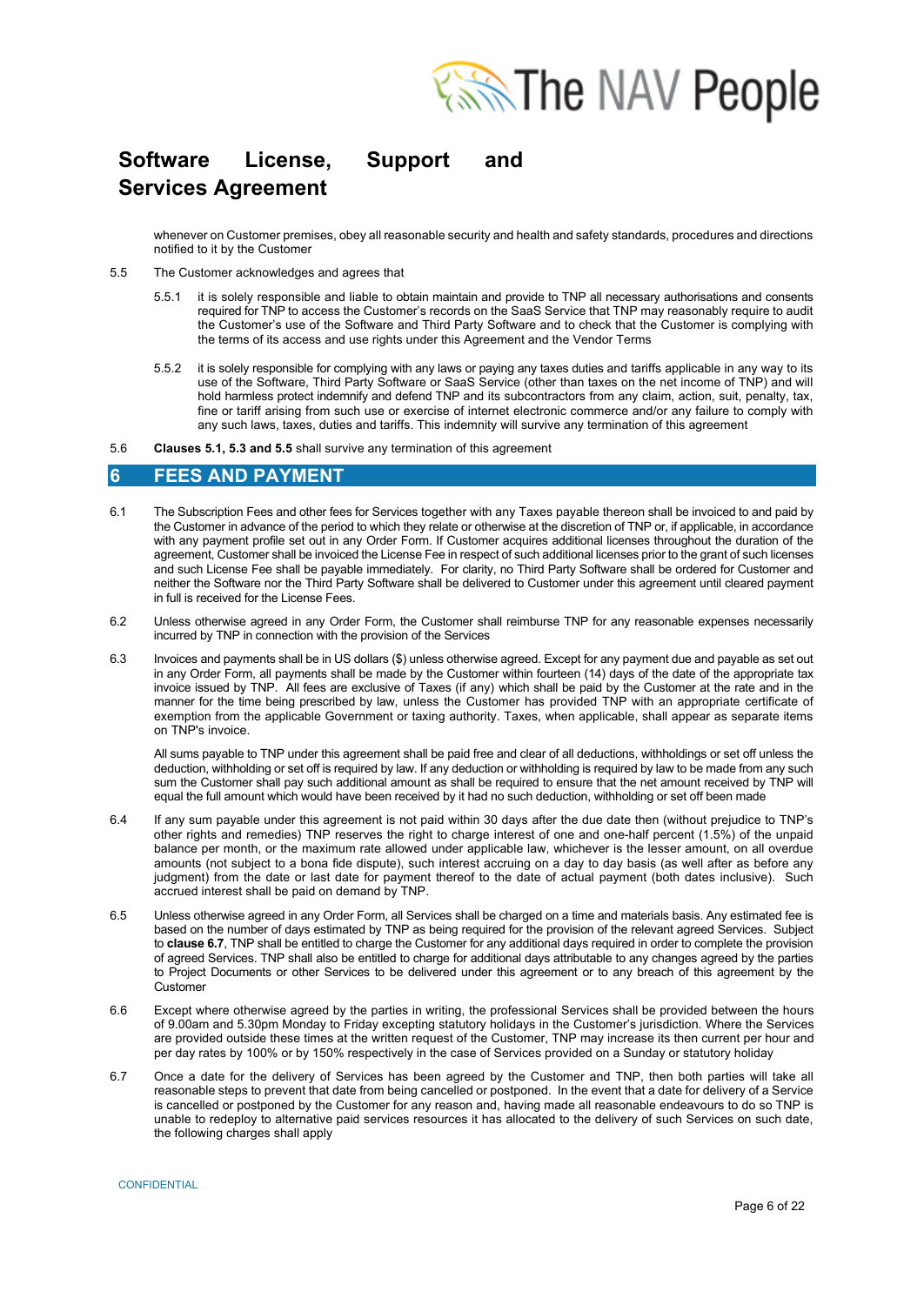whenever on Customer premises, obey all reasonable security and health and safety standards, procedures and directions notified to it by the Customer

5.5 The Customer acknowledges and agrees that

5.5.1 it is solely responsible and liable to obtain maintain and provide to TNP all necessary authorisations and consents required for TNP to access the Customer's records on the SaaS Service that TNP may reasonably require to audit the Customer's use of the Software and Third Party Software and to check that the Customer is complying with the terms of its access and use rights under this Agreement and the Vendor Terms

5.5.2 it is solely responsible for complying with any laws or paying any taxes duties and tariffs applicable in any way to its use of the Software, Third Party Software or SaaS Service (other than taxes on the net income of TNP) and will hold harmless protect indemnify and defend TNP and its subcontractors from any claim, action, suit, penalty, tax, fine or tariff arising from such use or exercise of internet electronic commerce and/or any failure to comply with any such laws, taxes, duties and tariffs. This indemnity will survive any termination of this agreement

5.6 **Clauses 5.1, 5.3 and 5.5** shall survive any termination of this agreement

## 6 FEES AND PAYMENT

6.1 The Subscription Fees and other fees for Services together with any Taxes payable thereon shall be invoiced to and paid by the Customer in advance of the period to which they relate or otherwise at the discretion of TNP or, if applicable, in accordance with any payment profile set out in any Order Form. If Customer acquires additional licenses throughout the duration of the agreement, Customer shall be invoiced the License Fee in respect of such additional licenses prior to the grant of such licenses and such License Fee shall be payable immediately. For clarity, no Third Party Software shall be ordered for Customer and neither the Software nor the Third Party Software shall be delivered to Customer under this agreement until cleared payment in full is received for the License Fees.

6.2 Unless otherwise agreed in any Order Form, the Customer shall reimburse TNP for any reasonable expenses necessarily incurred by TNP in connection with the provision of the Services

6.3 Invoices and payments shall be in US dollars ($) unless otherwise agreed. Except for any payment due and payable as set out in any Order Form, all payments shall be made by the Customer within fourteen (14) days of the date of the appropriate tax invoice issued by TNP. All fees are exclusive of Taxes (if any) which shall be paid by the Customer at the rate and in the manner for the time being prescribed by law, unless the Customer has provided TNP with an appropriate certificate of exemption from the applicable Government or taxing authority. Taxes, when applicable, shall appear as separate items on TNP's invoice.

All sums payable to TNP under this agreement shall be paid free and clear of all deductions, withholdings or set off unless the deduction, withholding or set off is required by law. If any deduction or withholding is required by law to be made from any such sum the Customer shall pay such additional amount as shall be required to ensure that the net amount received by TNP will equal the full amount which would have been received by it had no such deduction, withholding or set off been made

6.4 If any sum payable under this agreement is not paid within 30 days after the due date then (without prejudice to TNP's other rights and remedies) TNP reserves the right to charge interest of one and one-half percent (1.5%) of the unpaid balance per month, or the maximum rate allowed under applicable law, whichever is the lesser amount, on all overdue amounts (not subject to a bona fide dispute), such interest accruing on a day to day basis (as well after as before any judgment) from the date or last date for payment thereof to the date of actual payment (both dates inclusive). Such accrued interest shall be paid on demand by TNP.

6.5 Unless otherwise agreed in any Order Form, all Services shall be charged on a time and materials basis. Any estimated fee is based on the number of days estimated by TNP as being required for the provision of the relevant agreed Services. Subject to **clause 6.7**, TNP shall be entitled to charge the Customer for any additional days required in order to complete the provision of agreed Services. TNP shall also be entitled to charge for additional days attributable to any changes agreed by the parties to Project Documents or other Services to be delivered under this agreement or to any breach of this agreement by the Customer

6.6 Except where otherwise agreed by the parties in writing, the professional Services shall be provided between the hours of 9.00am and 5.30pm Monday to Friday excepting statutory holidays in the Customer's jurisdiction. Where the Services are provided outside these times at the written request of the Customer, TNP may increase its then current per hour and per day rates by 100% or by 150% respectively in the case of Services provided on a Sunday or statutory holiday

6.7 Once a date for the delivery of Services has been agreed by the Customer and TNP, then both parties will take all reasonable steps to prevent that date from being cancelled or postponed. In the event that a date for delivery of a Service is cancelled or postponed by the Customer for any reason and, having made all reasonable endeavours to do so TNP is unable to redeploy to alternative paid services resources it has allocated to the delivery of such Services on such date, the following charges shall apply

CONFIDENTIAL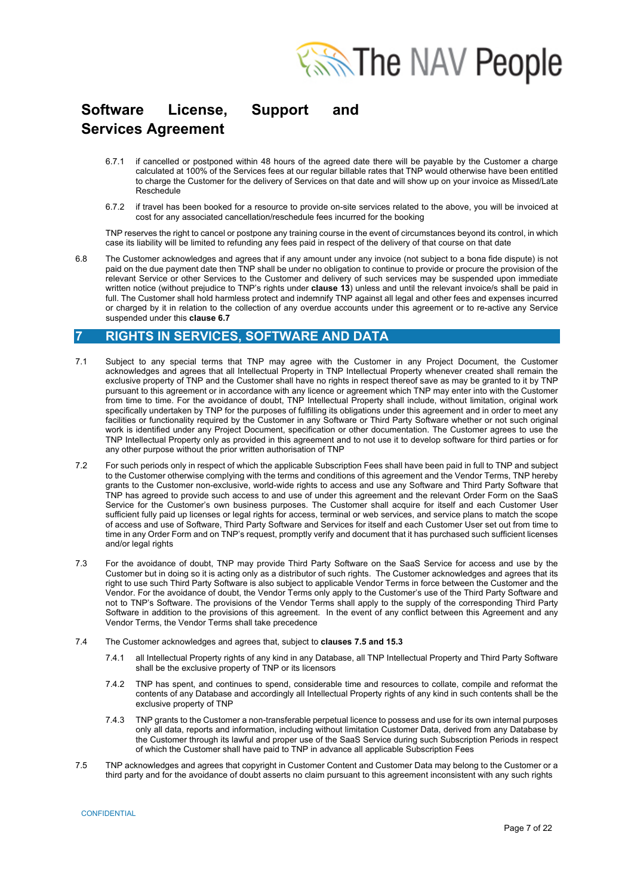6.7.1 if cancelled or postponed within 48 hours of the agreed date there will be payable by the Customer a charge calculated at 100% of the Services fees at our regular billable rates that TNP would otherwise have been entitled to charge the Customer for the delivery of Services on that date and will show up on your invoice as Missed/Late Reschedule

6.7.2 if travel has been booked for a resource to provide on-site services related to the above, you will be invoiced at cost for any associated cancellation/reschedule fees incurred for the booking

TNP reserves the right to cancel or postpone any training course in the event of circumstances beyond its control, in which case its liability will be limited to refunding any fees paid in respect of the delivery of that course on that date

6.8 The Customer acknowledges and agrees that if any amount under any invoice (not subject to a bona fide dispute) is not paid on the due payment date then TNP shall be under no obligation to continue to provide or procure the provision of the relevant Service or other Services to the Customer and delivery of such services may be suspended upon immediate written notice (without prejudice to TNP's rights under **clause 13**) unless and until the relevant invoice/s shall be paid in full. The Customer shall hold harmless protect and indemnify TNP against all legal and other fees and expenses incurred or charged by it in relation to the collection of any overdue accounts under this agreement or to re-active any Service suspended under this **clause 6.7**

## 7 RIGHTS IN SERVICES, SOFTWARE AND DATA

7.1 Subject to any special terms that TNP may agree with the Customer in any Project Document, the Customer acknowledges and agrees that all Intellectual Property in TNP Intellectual Property whenever created shall remain the exclusive property of TNP and the Customer shall have no rights in respect thereof save as may be granted to it by TNP pursuant to this agreement or in accordance with any licence or agreement which TNP may enter into with the Customer from time to time. For the avoidance of doubt, TNP Intellectual Property shall include, without limitation, original work specifically undertaken by TNP for the purposes of fulfilling its obligations under this agreement and in order to meet any facilities or functionality required by the Customer in any Software or Third Party Software whether or not such original work is identified under any Project Document, specification or other documentation. The Customer agrees to use the TNP Intellectual Property only as provided in this agreement and to not use it to develop software for third parties or for any other purpose without the prior written authorisation of TNP

7.2 For such periods only in respect of which the applicable Subscription Fees shall have been paid in full to TNP and subject to the Customer otherwise complying with the terms and conditions of this agreement and the Vendor Terms, TNP hereby grants to the Customer non-exclusive, world-wide rights to access and use any Software and Third Party Software that TNP has agreed to provide such access to and use of under this agreement and the relevant Order Form on the SaaS Service for the Customer's own business purposes. The Customer shall acquire for itself and each Customer User sufficient fully paid up licenses or legal rights for access, terminal or web services, and service plans to match the scope of access and use of Software, Third Party Software and Services for itself and each Customer User set out from time to time in any Order Form and on TNP's request, promptly verify and document that it has purchased such sufficient licenses and/or legal rights

7.3 For the avoidance of doubt, TNP may provide Third Party Software on the SaaS Service for access and use by the Customer but in doing so it is acting only as a distributor of such rights. The Customer acknowledges and agrees that its right to use such Third Party Software is also subject to applicable Vendor Terms in force between the Customer and the Vendor. For the avoidance of doubt, the Vendor Terms only apply to the Customer's use of the Third Party Software and not to TNP's Software. The provisions of the Vendor Terms shall apply to the supply of the corresponding Third Party Software in addition to the provisions of this agreement. In the event of any conflict between this Agreement and any Vendor Terms, the Vendor Terms shall take precedence

7.4 The Customer acknowledges and agrees that, subject to **clauses 7.5 and 15.3**

7.4.1 all Intellectual Property rights of any kind in any Database, all TNP Intellectual Property and Third Party Software shall be the exclusive property of TNP or its licensors

7.4.2 TNP has spent, and continues to spend, considerable time and resources to collate, compile and reformat the contents of any Database and accordingly all Intellectual Property rights of any kind in such contents shall be the exclusive property of TNP

7.4.3 TNP grants to the Customer a non-transferable perpetual licence to possess and use for its own internal purposes only all data, reports and information, including without limitation Customer Data, derived from any Database by the Customer through its lawful and proper use of the SaaS Service during such Subscription Periods in respect of which the Customer shall have paid to TNP in advance all applicable Subscription Fees

7.5 TNP acknowledges and agrees that copyright in Customer Content and Customer Data may belong to the Customer or a third party and for the avoidance of doubt asserts no claim pursuant to this agreement inconsistent with any such rights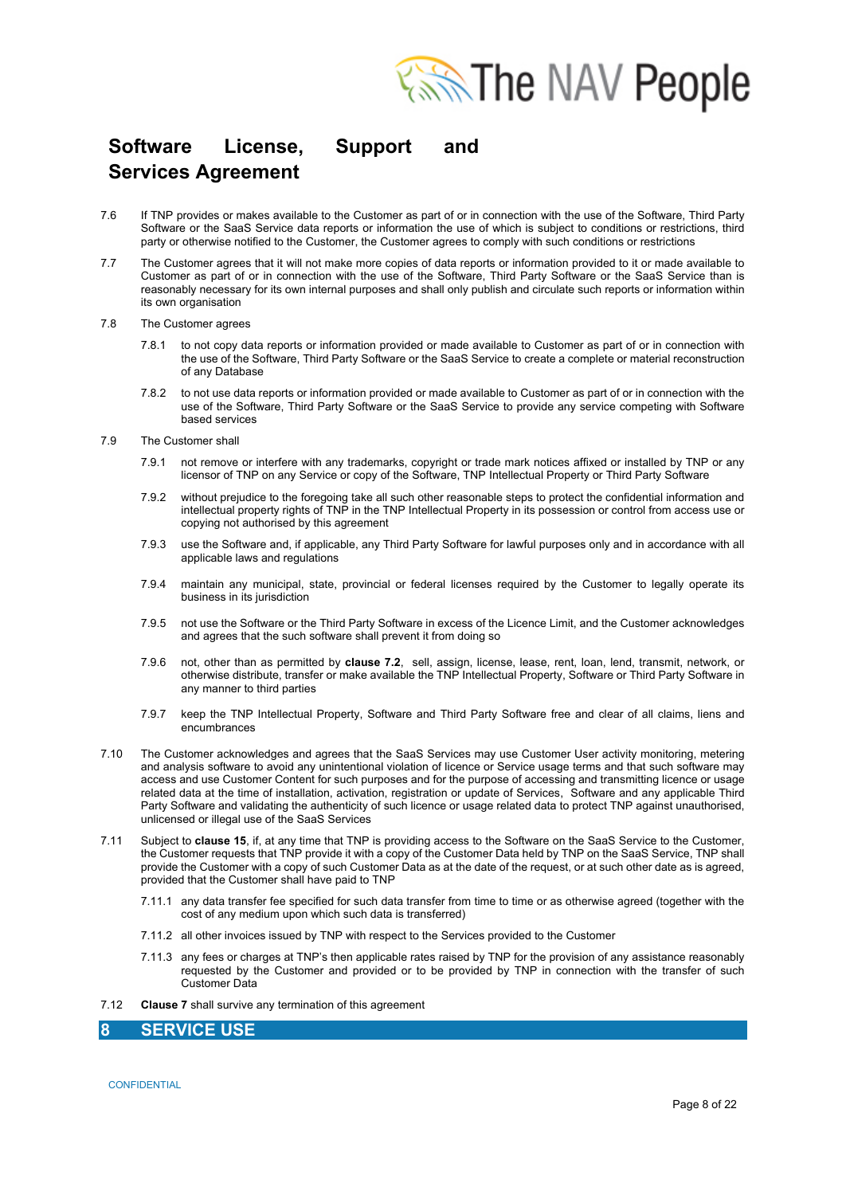7.6 If TNP provides or makes available to the Customer as part of or in connection with the use of the Software, Third Party Software or the SaaS Service data reports or information the use of which is subject to conditions or restrictions, third party or otherwise notified to the Customer, the Customer agrees to comply with such conditions or restrictions

7.7 The Customer agrees that it will not make more copies of data reports or information provided to it or made available to Customer as part of or in connection with the use of the Software, Third Party Software or the SaaS Service than is reasonably necessary for its own internal purposes and shall only publish and circulate such reports or information within its own organisation

7.8 The Customer agrees

7.8.1 to not copy data reports or information provided or made available to Customer as part of or in connection with the use of the Software, Third Party Software or the SaaS Service to create a complete or material reconstruction of any Database

7.8.2 to not use data reports or information provided or made available to Customer as part of or in connection with the use of the Software, Third Party Software or the SaaS Service to provide any service competing with Software based services

7.9 The Customer shall

7.9.1 not remove or interfere with any trademarks, copyright or trade mark notices affixed or installed by TNP or any licensor of TNP on any Service or copy of the Software, TNP Intellectual Property or Third Party Software

7.9.2 without prejudice to the foregoing take all such other reasonable steps to protect the confidential information and intellectual property rights of TNP in the TNP Intellectual Property in its possession or control from access use or copying not authorised by this agreement

7.9.3 use the Software and, if applicable, any Third Party Software for lawful purposes only and in accordance with all applicable laws and regulations

7.9.4 maintain any municipal, state, provincial or federal licenses required by the Customer to legally operate its business in its jurisdiction

7.9.5 not use the Software or the Third Party Software in excess of the Licence Limit, and the Customer acknowledges and agrees that the such software shall prevent it from doing so

7.9.6 not, other than as permitted by **clause 7.2**, sell, assign, license, lease, rent, loan, lend, transmit, network, or otherwise distribute, transfer or make available the TNP Intellectual Property, Software or Third Party Software in any manner to third parties

7.9.7 keep the TNP Intellectual Property, Software and Third Party Software free and clear of all claims, liens and encumbrances

7.10 The Customer acknowledges and agrees that the SaaS Services may use Customer User activity monitoring, metering and analysis software to avoid any unintentional violation of licence or Service usage terms and that such software may access and use Customer Content for such purposes and for the purpose of accessing and transmitting licence or usage related data at the time of installation, activation, registration or update of Services, Software and any applicable Third Party Software and validating the authenticity of such licence or usage related data to protect TNP against unauthorised, unlicensed or illegal use of the SaaS Services

7.11 Subject to **clause 15**, if, at any time that TNP is providing access to the Software on the SaaS Service to the Customer, the Customer requests that TNP provide it with a copy of the Customer Data held by TNP on the SaaS Service, TNP shall provide the Customer with a copy of such Customer Data as at the date of the request, or at such other date as is agreed, provided that the Customer shall have paid to TNP

7.11.1 any data transfer fee specified for such data transfer from time to time or as otherwise agreed (together with the cost of any medium upon which such data is transferred)

7.11.2 all other invoices issued by TNP with respect to the Services provided to the Customer

7.11.3 any fees or charges at TNP's then applicable rates raised by TNP for the provision of any assistance reasonably requested by the Customer and provided or to be provided by TNP in connection with the transfer of such Customer Data

7.12 **Clause 7** shall survive any termination of this agreement

## 8 SERVICE USE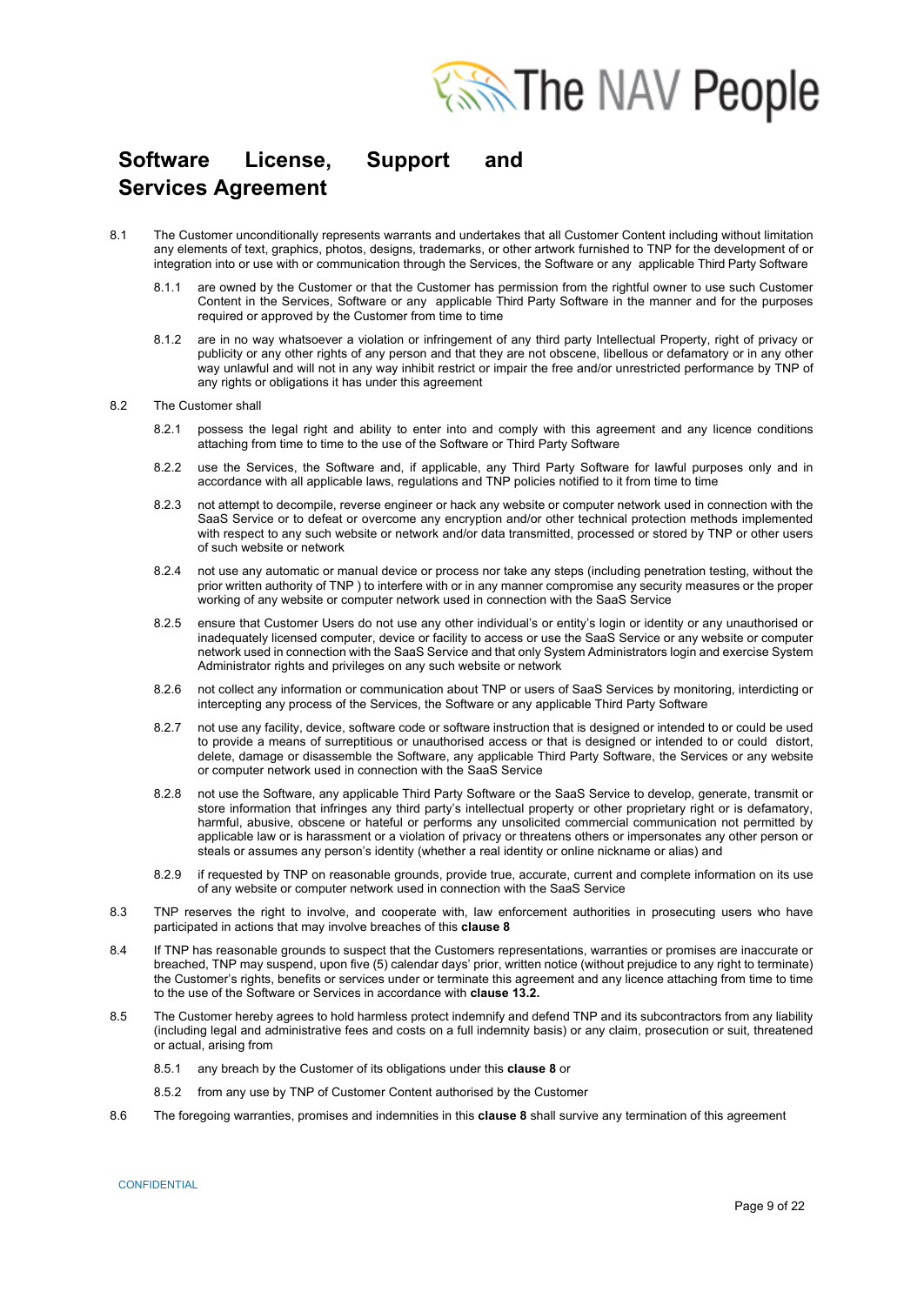# Software License, Support and Services Agreement

8.1 The Customer unconditionally represents warrants and undertakes that all Customer Content including without limitation any elements of text, graphics, photos, designs, trademarks, or other artwork furnished to TNP for the development of or integration into or use with or communication through the Services, the Software or any applicable Third Party Software

8.1.1 are owned by the Customer or that the Customer has permission from the rightful owner to use such Customer Content in the Services, Software or any applicable Third Party Software in the manner and for the purposes required or approved by the Customer from time to time

8.1.2 are in no way whatsoever a violation or infringement of any third party Intellectual Property, right of privacy or publicity or any other rights of any person and that they are not obscene, libellous or defamatory or in any other way unlawful and will not in any way inhibit restrict or impair the free and/or unrestricted performance by TNP of any rights or obligations it has under this agreement

8.2 The Customer shall

8.2.1 possess the legal right and ability to enter into and comply with this agreement and any licence conditions attaching from time to time to the use of the Software or Third Party Software

8.2.2 use the Services, the Software and, if applicable, any Third Party Software for lawful purposes only and in accordance with all applicable laws, regulations and TNP policies notified to it from time to time

8.2.3 not attempt to decompile, reverse engineer or hack any website or computer network used in connection with the SaaS Service or to defeat or overcome any encryption and/or other technical protection methods implemented with respect to any such website or network and/or data transmitted, processed or stored by TNP or other users of such website or network

8.2.4 not use any automatic or manual device or process nor take any steps (including penetration testing, without the prior written authority of TNP ) to interfere with or in any manner compromise any security measures or the proper working of any website or computer network used in connection with the SaaS Service

8.2.5 ensure that Customer Users do not use any other individual's or entity's login or identity or any unauthorised or inadequately licensed computer, device or facility to access or use the SaaS Service or any website or computer network used in connection with the SaaS Service and that only System Administrators login and exercise System Administrator rights and privileges on any such website or network

8.2.6 not collect any information or communication about TNP or users of SaaS Services by monitoring, interdicting or intercepting any process of the Services, the Software or any applicable Third Party Software

8.2.7 not use any facility, device, software code or software instruction that is designed or intended to or could be used to provide a means of surreptitious or unauthorised access or that is designed or intended to or could distort, delete, damage or disassemble the Software, any applicable Third Party Software, the Services or any website or computer network used in connection with the SaaS Service

8.2.8 not use the Software, any applicable Third Party Software or the SaaS Service to develop, generate, transmit or store information that infringes any third party's intellectual property or other proprietary right or is defamatory, harmful, abusive, obscene or hateful or performs any unsolicited commercial communication not permitted by applicable law or is harassment or a violation of privacy or threatens others or impersonates any other person or steals or assumes any person's identity (whether a real identity or online nickname or alias) and

8.2.9 if requested by TNP on reasonable grounds, provide true, accurate, current and complete information on its use of any website or computer network used in connection with the SaaS Service

8.3 TNP reserves the right to involve, and cooperate with, law enforcement authorities in prosecuting users who have participated in actions that may involve breaches of this **clause 8**

8.4 If TNP has reasonable grounds to suspect that the Customers representations, warranties or promises are inaccurate or breached, TNP may suspend, upon five (5) calendar days' prior, written notice (without prejudice to any right to terminate) the Customer's rights, benefits or services under or terminate this agreement and any licence attaching from time to time to the use of the Software or Services in accordance with **clause 13.2.**

8.5 The Customer hereby agrees to hold harmless protect indemnify and defend TNP and its subcontractors from any liability (including legal and administrative fees and costs on a full indemnity basis) or any claim, prosecution or suit, threatened or actual, arising from

8.5.1 any breach by the Customer of its obligations under this **clause 8** or

8.5.2 from any use by TNP of Customer Content authorised by the Customer

8.6 The foregoing warranties, promises and indemnities in this **clause 8** shall survive any termination of this agreement

CONFIDENTIAL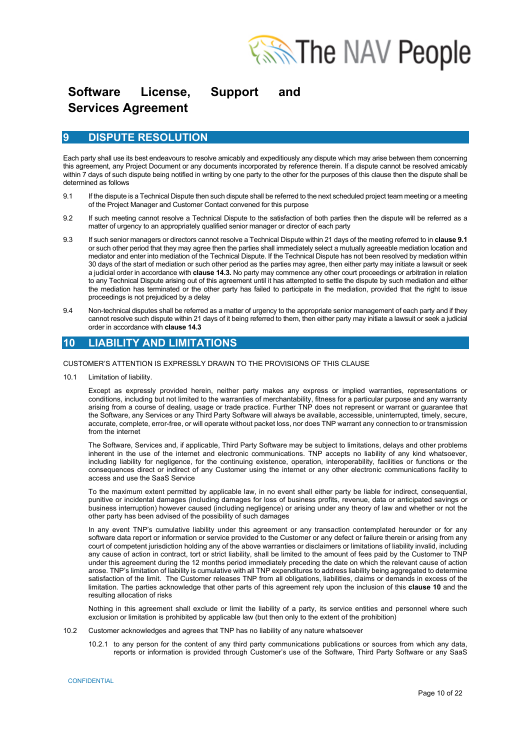# Software License, Support and Services Agreement

## 9 DISPUTE RESOLUTION

Each party shall use its best endeavours to resolve amicably and expeditiously any dispute which may arise between them concerning this agreement, any Project Document or any documents incorporated by reference therein. If a dispute cannot be resolved amicably within 7 days of such dispute being notified in writing by one party to the other for the purposes of this clause then the dispute shall be determined as follows

9.1 If the dispute is a Technical Dispute then such dispute shall be referred to the next scheduled project team meeting or a meeting of the Project Manager and Customer Contact convened for this purpose

9.2 If such meeting cannot resolve a Technical Dispute to the satisfaction of both parties then the dispute will be referred as a matter of urgency to an appropriately qualified senior manager or director of each party

9.3 If such senior managers or directors cannot resolve a Technical Dispute within 21 days of the meeting referred to in **clause 9.1** or such other period that they may agree then the parties shall immediately select a mutually agreeable mediation location and mediator and enter into mediation of the Technical Dispute. If the Technical Dispute has not been resolved by mediation within 30 days of the start of mediation or such other period as the parties may agree, then either party may initiate a lawsuit or seek a judicial order in accordance with **clause 14.3.** No party may commence any other court proceedings or arbitration in relation to any Technical Dispute arising out of this agreement until it has attempted to settle the dispute by such mediation and either the mediation has terminated or the other party has failed to participate in the mediation, provided that the right to issue proceedings is not prejudiced by a delay

9.4 Non-technical disputes shall be referred as a matter of urgency to the appropriate senior management of each party and if they cannot resolve such dispute within 21 days of it being referred to them, then either party may initiate a lawsuit or seek a judicial order in accordance with **clause 14.3**

## 10 LIABILITY AND LIMITATIONS

CUSTOMER'S ATTENTION IS EXPRESSLY DRAWN TO THE PROVISIONS OF THIS CLAUSE

10.1 Limitation of liability.

Except as expressly provided herein, neither party makes any express or implied warranties, representations or conditions, including but not limited to the warranties of merchantability, fitness for a particular purpose and any warranty arising from a course of dealing, usage or trade practice. Further TNP does not represent or warrant or guarantee that the Software, any Services or any Third Party Software will always be available, accessible, uninterrupted, timely, secure, accurate, complete, error-free, or will operate without packet loss, nor does TNP warrant any connection to or transmission from the internet

The Software, Services and, if applicable, Third Party Software may be subject to limitations, delays and other problems inherent in the use of the internet and electronic communications. TNP accepts no liability of any kind whatsoever, including liability for negligence, for the continuing existence, operation, interoperability, facilities or functions or the consequences direct or indirect of any Customer using the internet or any other electronic communications facility to access and use the SaaS Service

To the maximum extent permitted by applicable law, in no event shall either party be liable for indirect, consequential, punitive or incidental damages (including damages for loss of business profits, revenue, data or anticipated savings or business interruption) however caused (including negligence) or arising under any theory of law and whether or not the other party has been advised of the possibility of such damages

In any event TNP's cumulative liability under this agreement or any transaction contemplated hereunder or for any software data report or information or service provided to the Customer or any defect or failure therein or arising from any court of competent jurisdiction holding any of the above warranties or disclaimers or limitations of liability invalid, including any cause of action in contract, tort or strict liability, shall be limited to the amount of fees paid by the Customer to TNP under this agreement during the 12 months period immediately preceding the date on which the relevant cause of action arose. TNP's limitation of liability is cumulative with all TNP expenditures to address liability being aggregated to determine satisfaction of the limit. The Customer releases TNP from all obligations, liabilities, claims or demands in excess of the limitation. The parties acknowledge that other parts of this agreement rely upon the inclusion of this **clause 10** and the resulting allocation of risks

Nothing in this agreement shall exclude or limit the liability of a party, its service entities and personnel where such exclusion or limitation is prohibited by applicable law (but then only to the extent of the prohibition)

10.2 Customer acknowledges and agrees that TNP has no liability of any nature whatsoever

10.2.1 to any person for the content of any third party communications publications or sources from which any data, reports or information is provided through Customer's use of the Software, Third Party Software or any SaaS

CONFIDENTIAL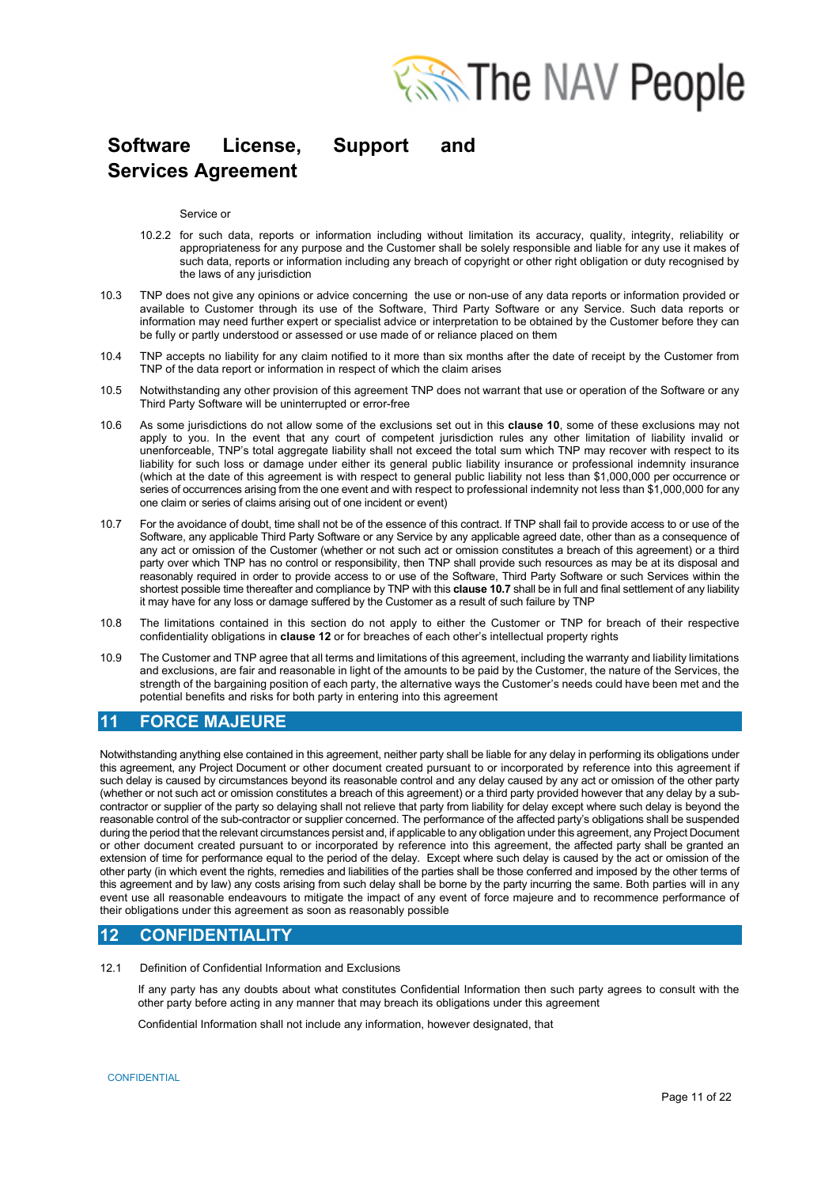Service or

10.2.2 for such data, reports or information including without limitation its accuracy, quality, integrity, reliability or appropriateness for any purpose and the Customer shall be solely responsible and liable for any use it makes of such data, reports or information including any breach of copyright or other right obligation or duty recognised by the laws of any jurisdiction

10.3 TNP does not give any opinions or advice concerning the use or non-use of any data reports or information provided or available to Customer through its use of the Software, Third Party Software or any Service. Such data reports or information may need further expert or specialist advice or interpretation to be obtained by the Customer before they can be fully or partly understood or assessed or use made of or reliance placed on them

10.4 TNP accepts no liability for any claim notified to it more than six months after the date of receipt by the Customer from TNP of the data report or information in respect of which the claim arises

10.5 Notwithstanding any other provision of this agreement TNP does not warrant that use or operation of the Software or any Third Party Software will be uninterrupted or error-free

10.6 As some jurisdictions do not allow some of the exclusions set out in this **clause 10**, some of these exclusions may not apply to you. In the event that any court of competent jurisdiction rules any other limitation of liability invalid or unenforceable, TNP's total aggregate liability shall not exceed the total sum which TNP may recover with respect to its liability for such loss or damage under either its general public liability insurance or professional indemnity insurance (which at the date of this agreement is with respect to general public liability not less than $1,000,000 per occurrence or series of occurrences arising from the one event and with respect to professional indemnity not less than $1,000,000 for any one claim or series of claims arising out of one incident or event)

10.7 For the avoidance of doubt, time shall not be of the essence of this contract. If TNP shall fail to provide access to or use of the Software, any applicable Third Party Software or any Service by any applicable agreed date, other than as a consequence of any act or omission of the Customer (whether or not such act or omission constitutes a breach of this agreement) or a third party over which TNP has no control or responsibility, then TNP shall provide such resources as may be at its disposal and reasonably required in order to provide access to or use of the Software, Third Party Software or such Services within the shortest possible time thereafter and compliance by TNP with this **clause 10.7** shall be in full and final settlement of any liability it may have for any loss or damage suffered by the Customer as a result of such failure by TNP

10.8 The limitations contained in this section do not apply to either the Customer or TNP for breach of their respective confidentiality obligations in **clause 12** or for breaches of each other's intellectual property rights

10.9 The Customer and TNP agree that all terms and limitations of this agreement, including the warranty and liability limitations and exclusions, are fair and reasonable in light of the amounts to be paid by the Customer, the nature of the Services, the strength of the bargaining position of each party, the alternative ways the Customer's needs could have been met and the potential benefits and risks for both party in entering into this agreement

## 11 FORCE MAJEURE

Notwithstanding anything else contained in this agreement, neither party shall be liable for any delay in performing its obligations under this agreement, any Project Document or other document created pursuant to or incorporated by reference into this agreement if such delay is caused by circumstances beyond its reasonable control and any delay caused by any act or omission of the other party (whether or not such act or omission constitutes a breach of this agreement) or a third party provided however that any delay by a sub-contractor or supplier of the party so delaying shall not relieve that party from liability for delay except where such delay is beyond the reasonable control of the sub-contractor or supplier concerned. The performance of the affected party's obligations shall be suspended during the period that the relevant circumstances persist and, if applicable to any obligation under this agreement, any Project Document or other document created pursuant to or incorporated by reference into this agreement, the affected party shall be granted an extension of time for performance equal to the period of the delay. Except where such delay is caused by the act or omission of the other party (in which event the rights, remedies and liabilities of the parties shall be those conferred and imposed by the other terms of this agreement and by law) any costs arising from such delay shall be borne by the party incurring the same. Both parties will in any event use all reasonable endeavours to mitigate the impact of any event of force majeure and to recommence performance of their obligations under this agreement as soon as reasonably possible

## 12 CONFIDENTIALITY

12.1 Definition of Confidential Information and Exclusions

If any party has any doubts about what constitutes Confidential Information then such party agrees to consult with the other party before acting in any manner that may breach its obligations under this agreement

Confidential Information shall not include any information, however designated, that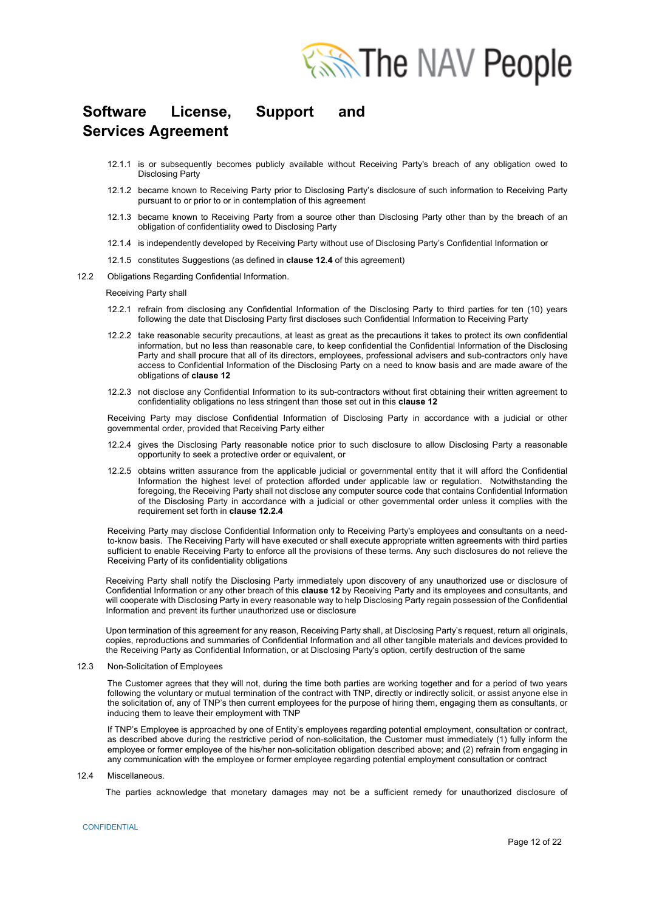12.1.1 is or subsequently becomes publicly available without Receiving Party's breach of any obligation owed to Disclosing Party

12.1.2 became known to Receiving Party prior to Disclosing Party's disclosure of such information to Receiving Party pursuant to or prior to or in contemplation of this agreement

12.1.3 became known to Receiving Party from a source other than Disclosing Party other than by the breach of an obligation of confidentiality owed to Disclosing Party

12.1.4 is independently developed by Receiving Party without use of Disclosing Party's Confidential Information or

12.1.5 constitutes Suggestions (as defined in **clause 12.4** of this agreement)

12.2 Obligations Regarding Confidential Information.

Receiving Party shall

12.2.1 refrain from disclosing any Confidential Information of the Disclosing Party to third parties for ten (10) years following the date that Disclosing Party first discloses such Confidential Information to Receiving Party

12.2.2 take reasonable security precautions, at least as great as the precautions it takes to protect its own confidential information, but no less than reasonable care, to keep confidential the Confidential Information of the Disclosing Party and shall procure that all of its directors, employees, professional advisers and sub-contractors only have access to Confidential Information of the Disclosing Party on a need to know basis and are made aware of the obligations of **clause 12**

12.2.3 not disclose any Confidential Information to its sub-contractors without first obtaining their written agreement to confidentiality obligations no less stringent than those set out in this **clause 12**

Receiving Party may disclose Confidential Information of Disclosing Party in accordance with a judicial or other governmental order, provided that Receiving Party either

12.2.4 gives the Disclosing Party reasonable notice prior to such disclosure to allow Disclosing Party a reasonable opportunity to seek a protective order or equivalent, or

12.2.5 obtains written assurance from the applicable judicial or governmental entity that it will afford the Confidential Information the highest level of protection afforded under applicable law or regulation. Notwithstanding the foregoing, the Receiving Party shall not disclose any computer source code that contains Confidential Information of the Disclosing Party in accordance with a judicial or other governmental order unless it complies with the requirement set forth in **clause 12.2.4**

Receiving Party may disclose Confidential Information only to Receiving Party's employees and consultants on a need-to-know basis. The Receiving Party will have executed or shall execute appropriate written agreements with third parties sufficient to enable Receiving Party to enforce all the provisions of these terms. Any such disclosures do not relieve the Receiving Party of its confidentiality obligations

Receiving Party shall notify the Disclosing Party immediately upon discovery of any unauthorized use or disclosure of Confidential Information or any other breach of this **clause 12** by Receiving Party and its employees and consultants, and will cooperate with Disclosing Party in every reasonable way to help Disclosing Party regain possession of the Confidential Information and prevent its further unauthorized use or disclosure

Upon termination of this agreement for any reason, Receiving Party shall, at Disclosing Party's request, return all originals, copies, reproductions and summaries of Confidential Information and all other tangible materials and devices provided to the Receiving Party as Confidential Information, or at Disclosing Party's option, certify destruction of the same

12.3 Non-Solicitation of Employees

The Customer agrees that they will not, during the time both parties are working together and for a period of two years following the voluntary or mutual termination of the contract with TNP, directly or indirectly solicit, or assist anyone else in the solicitation of, any of TNP's then current employees for the purpose of hiring them, engaging them as consultants, or inducing them to leave their employment with TNP

If TNP's Employee is approached by one of Entity's employees regarding potential employment, consultation or contract, as described above during the restrictive period of non-solicitation, the Customer must immediately (1) fully inform the employee or former employee of the his/her non-solicitation obligation described above; and (2) refrain from engaging in any communication with the employee or former employee regarding potential employment consultation or contract

12.4 Miscellaneous.

The parties acknowledge that monetary damages may not be a sufficient remedy for unauthorized disclosure of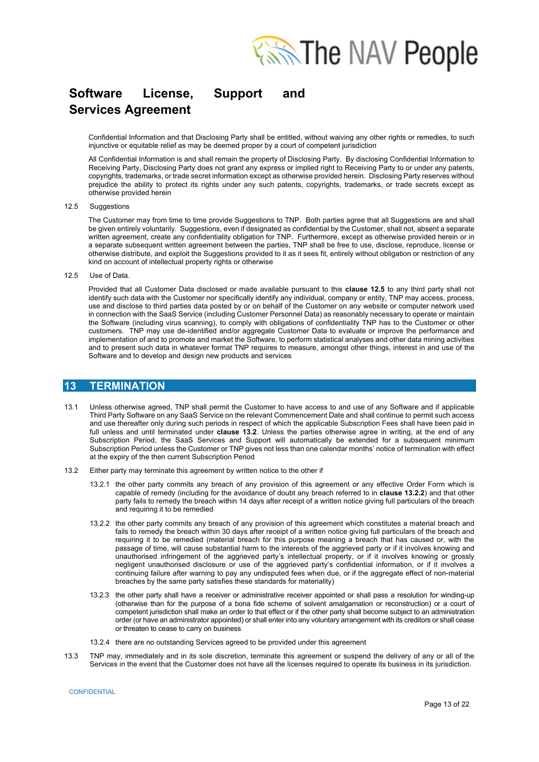Confidential Information and that Disclosing Party shall be entitled, without waiving any other rights or remedies, to such injunctive or equitable relief as may be deemed proper by a court of competent jurisdiction

All Confidential Information is and shall remain the property of Disclosing Party. By disclosing Confidential Information to Receiving Party, Disclosing Party does not grant any express or implied right to Receiving Party to or under any patents, copyrights, trademarks, or trade secret information except as otherwise provided herein. Disclosing Party reserves without prejudice the ability to protect its rights under any such patents, copyrights, trademarks, or trade secrets except as otherwise provided herein

12.5 Suggestions

The Customer may from time to time provide Suggestions to TNP. Both parties agree that all Suggestions are and shall be given entirely voluntarily. Suggestions, even if designated as confidential by the Customer, shall not, absent a separate written agreement, create any confidentiality obligation for TNP. Furthermore, except as otherwise provided herein or in a separate subsequent written agreement between the parties, TNP shall be free to use, disclose, reproduce, license or otherwise distribute, and exploit the Suggestions provided to it as it sees fit, entirely without obligation or restriction of any kind on account of intellectual property rights or otherwise

12.5 Use of Data.

Provided that all Customer Data disclosed or made available pursuant to this **clause 12.5** to any third party shall not identify such data with the Customer nor specifically identify any individual, company or entity, TNP may access, process, use and disclose to third parties data posted by or on behalf of the Customer on any website or computer network used in connection with the SaaS Service (including Customer Personnel Data) as reasonably necessary to operate or maintain the Software (including virus scanning), to comply with obligations of confidentiality TNP has to the Customer or other customers. TNP may use de-identified and/or aggregate Customer Data to evaluate or improve the performance and implementation of and to promote and market the Software, to perform statistical analyses and other data mining activities and to present such data in whatever format TNP requires to measure, amongst other things, interest in and use of the Software and to develop and design new products and services

## 13 TERMINATION

13.1 Unless otherwise agreed, TNP shall permit the Customer to have access to and use of any Software and if applicable Third Party Software on any SaaS Service on the relevant Commencement Date and shall continue to permit such access and use thereafter only during such periods in respect of which the applicable Subscription Fees shall have been paid in full unless and until terminated under **clause 13.2**. Unless the parties otherwise agree in writing, at the end of any Subscription Period, the SaaS Services and Support will automatically be extended for a subsequent minimum Subscription Period unless the Customer or TNP gives not less than one calendar months' notice of termination with effect at the expiry of the then current Subscription Period

13.2 Either party may terminate this agreement by written notice to the other if

13.2.1 the other party commits any breach of any provision of this agreement or any effective Order Form which is capable of remedy (including for the avoidance of doubt any breach referred to in **clause 13.2.2**) and that other party fails to remedy the breach within 14 days after receipt of a written notice giving full particulars of the breach and requiring it to be remedied

13.2.2 the other party commits any breach of any provision of this agreement which constitutes a material breach and fails to remedy the breach within 30 days after receipt of a written notice giving full particulars of the breach and requiring it to be remedied (material breach for this purpose meaning a breach that has caused or, with the passage of time, will cause substantial harm to the interests of the aggrieved party or if it involves knowing and unauthorised infringement of the aggrieved party's intellectual property, or if it involves knowing or grossly negligent unauthorised disclosure or use of the aggrieved party's confidential information, or if it involves a continuing failure after warning to pay any undisputed fees when due, or if the aggregate effect of non-material breaches by the same party satisfies these standards for materiality)

13.2.3 the other party shall have a receiver or administrative receiver appointed or shall pass a resolution for winding-up (otherwise than for the purpose of a bona fide scheme of solvent amalgamation or reconstruction) or a court of competent jurisdiction shall make an order to that effect or if the other party shall become subject to an administration order (or have an administrator appointed) or shall enter into any voluntary arrangement with its creditors or shall cease or threaten to cease to carry on business

13.2.4 there are no outstanding Services agreed to be provided under this agreement

13.3 TNP may, immediately and in its sole discretion, terminate this agreement or suspend the delivery of any or all of the Services in the event that the Customer does not have all the licenses required to operate its business in its jurisdiction.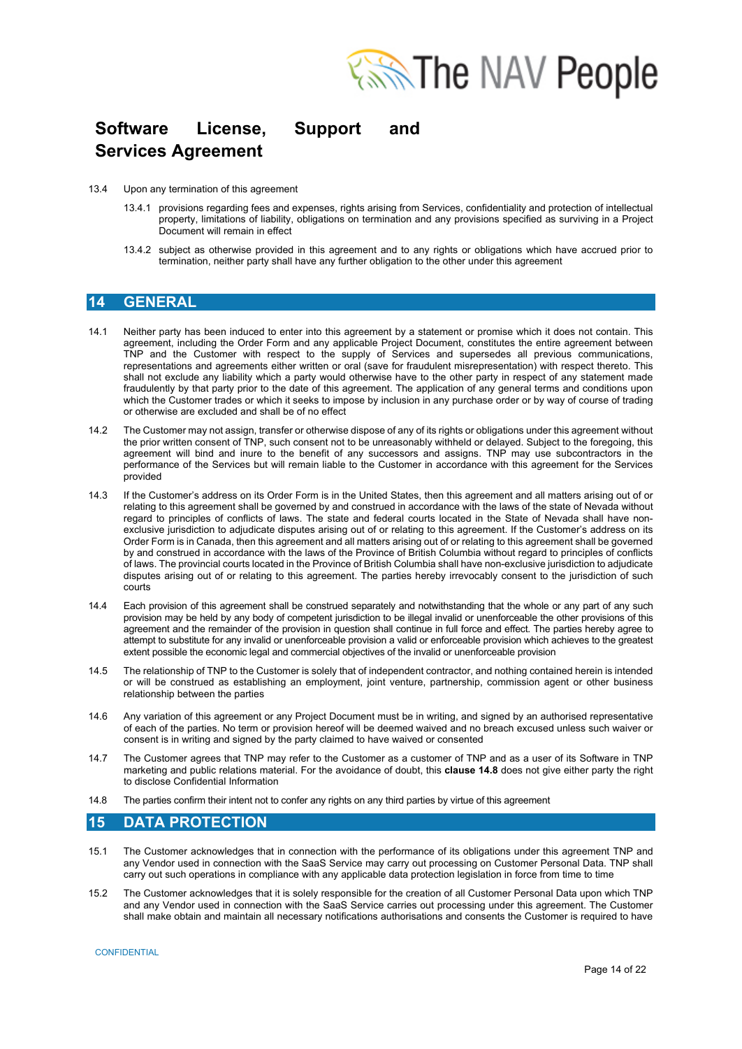13.4 Upon any termination of this agreement

13.4.1 provisions regarding fees and expenses, rights arising from Services, confidentiality and protection of intellectual property, limitations of liability, obligations on termination and any provisions specified as surviving in a Project Document will remain in effect

13.4.2 subject as otherwise provided in this agreement and to any rights or obligations which have accrued prior to termination, neither party shall have any further obligation to the other under this agreement

## 14 GENERAL

14.1 Neither party has been induced to enter into this agreement by a statement or promise which it does not contain. This agreement, including the Order Form and any applicable Project Document, constitutes the entire agreement between TNP and the Customer with respect to the supply of Services and supersedes all previous communications, representations and agreements either written or oral (save for fraudulent misrepresentation) with respect thereto. This shall not exclude any liability which a party would otherwise have to the other party in respect of any statement made fraudulently by that party prior to the date of this agreement. The application of any general terms and conditions upon which the Customer trades or which it seeks to impose by inclusion in any purchase order or by way of course of trading or otherwise are excluded and shall be of no effect

14.2 The Customer may not assign, transfer or otherwise dispose of any of its rights or obligations under this agreement without the prior written consent of TNP, such consent not to be unreasonably withheld or delayed. Subject to the foregoing, this agreement will bind and inure to the benefit of any successors and assigns. TNP may use subcontractors in the performance of the Services but will remain liable to the Customer in accordance with this agreement for the Services provided

14.3 If the Customer's address on its Order Form is in the United States, then this agreement and all matters arising out of or relating to this agreement shall be governed by and construed in accordance with the laws of the state of Nevada without regard to principles of conflicts of laws. The state and federal courts located in the State of Nevada shall have non-exclusive jurisdiction to adjudicate disputes arising out of or relating to this agreement. If the Customer's address on its Order Form is in Canada, then this agreement and all matters arising out of or relating to this agreement shall be governed by and construed in accordance with the laws of the Province of British Columbia without regard to principles of conflicts of laws. The provincial courts located in the Province of British Columbia shall have non-exclusive jurisdiction to adjudicate disputes arising out of or relating to this agreement. The parties hereby irrevocably consent to the jurisdiction of such courts

14.4 Each provision of this agreement shall be construed separately and notwithstanding that the whole or any part of any such provision may be held by any body of competent jurisdiction to be illegal invalid or unenforceable the other provisions of this agreement and the remainder of the provision in question shall continue in full force and effect. The parties hereby agree to attempt to substitute for any invalid or unenforceable provision a valid or enforceable provision which achieves to the greatest extent possible the economic legal and commercial objectives of the invalid or unenforceable provision

14.5 The relationship of TNP to the Customer is solely that of independent contractor, and nothing contained herein is intended or will be construed as establishing an employment, joint venture, partnership, commission agent or other business relationship between the parties

14.6 Any variation of this agreement or any Project Document must be in writing, and signed by an authorised representative of each of the parties. No term or provision hereof will be deemed waived and no breach excused unless such waiver or consent is in writing and signed by the party claimed to have waived or consented

14.7 The Customer agrees that TNP may refer to the Customer as a customer of TNP and as a user of its Software in TNP marketing and public relations material. For the avoidance of doubt, this **clause 14.8** does not give either party the right to disclose Confidential Information

14.8 The parties confirm their intent not to confer any rights on any third parties by virtue of this agreement

## 15 DATA PROTECTION

15.1 The Customer acknowledges that in connection with the performance of its obligations under this agreement TNP and any Vendor used in connection with the SaaS Service may carry out processing on Customer Personal Data. TNP shall carry out such operations in compliance with any applicable data protection legislation in force from time to time

15.2 The Customer acknowledges that it is solely responsible for the creation of all Customer Personal Data upon which TNP and any Vendor used in connection with the SaaS Service carries out processing under this agreement. The Customer shall make obtain and maintain all necessary notifications authorisations and consents the Customer is required to have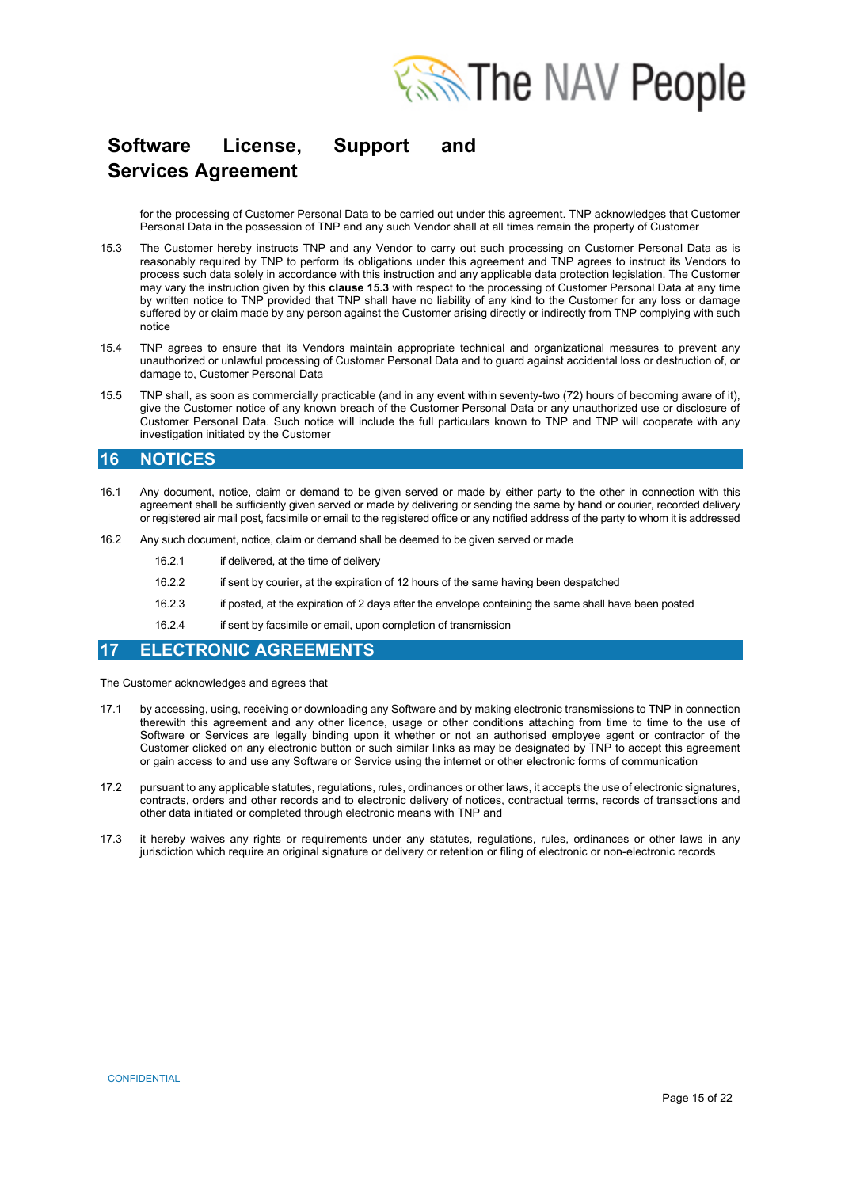for the processing of Customer Personal Data to be carried out under this agreement. TNP acknowledges that Customer Personal Data in the possession of TNP and any such Vendor shall at all times remain the property of Customer

15.3 The Customer hereby instructs TNP and any Vendor to carry out such processing on Customer Personal Data as is reasonably required by TNP to perform its obligations under this agreement and TNP agrees to instruct its Vendors to process such data solely in accordance with this instruction and any applicable data protection legislation. The Customer may vary the instruction given by this **clause 15.3** with respect to the processing of Customer Personal Data at any time by written notice to TNP provided that TNP shall have no liability of any kind to the Customer for any loss or damage suffered by or claim made by any person against the Customer arising directly or indirectly from TNP complying with such notice

15.4 TNP agrees to ensure that its Vendors maintain appropriate technical and organizational measures to prevent any unauthorized or unlawful processing of Customer Personal Data and to guard against accidental loss or destruction of, or damage to, Customer Personal Data

15.5 TNP shall, as soon as commercially practicable (and in any event within seventy-two (72) hours of becoming aware of it), give the Customer notice of any known breach of the Customer Personal Data or any unauthorized use or disclosure of Customer Personal Data. Such notice will include the full particulars known to TNP and TNP will cooperate with any investigation initiated by the Customer

## 16 NOTICES

16.1 Any document, notice, claim or demand to be given served or made by either party to the other in connection with this agreement shall be sufficiently given served or made by delivering or sending the same by hand or courier, recorded delivery or registered air mail post, facsimile or email to the registered office or any notified address of the party to whom it is addressed

16.2 Any such document, notice, claim or demand shall be deemed to be given served or made

16.2.1 if delivered, at the time of delivery

16.2.2 if sent by courier, at the expiration of 12 hours of the same having been despatched

16.2.3 if posted, at the expiration of 2 days after the envelope containing the same shall have been posted

16.2.4 if sent by facsimile or email, upon completion of transmission

## 17 ELECTRONIC AGREEMENTS

The Customer acknowledges and agrees that

17.1 by accessing, using, receiving or downloading any Software and by making electronic transmissions to TNP in connection therewith this agreement and any other licence, usage or other conditions attaching from time to time to the use of Software or Services are legally binding upon it whether or not an authorised employee agent or contractor of the Customer clicked on any electronic button or such similar links as may be designated by TNP to accept this agreement or gain access to and use any Software or Service using the internet or other electronic forms of communication

17.2 pursuant to any applicable statutes, regulations, rules, ordinances or other laws, it accepts the use of electronic signatures, contracts, orders and other records and to electronic delivery of notices, contractual terms, records of transactions and other data initiated or completed through electronic means with TNP and

17.3 it hereby waives any rights or requirements under any statutes, regulations, rules, ordinances or other laws in any jurisdiction which require an original signature or delivery or retention or filing of electronic or non-electronic records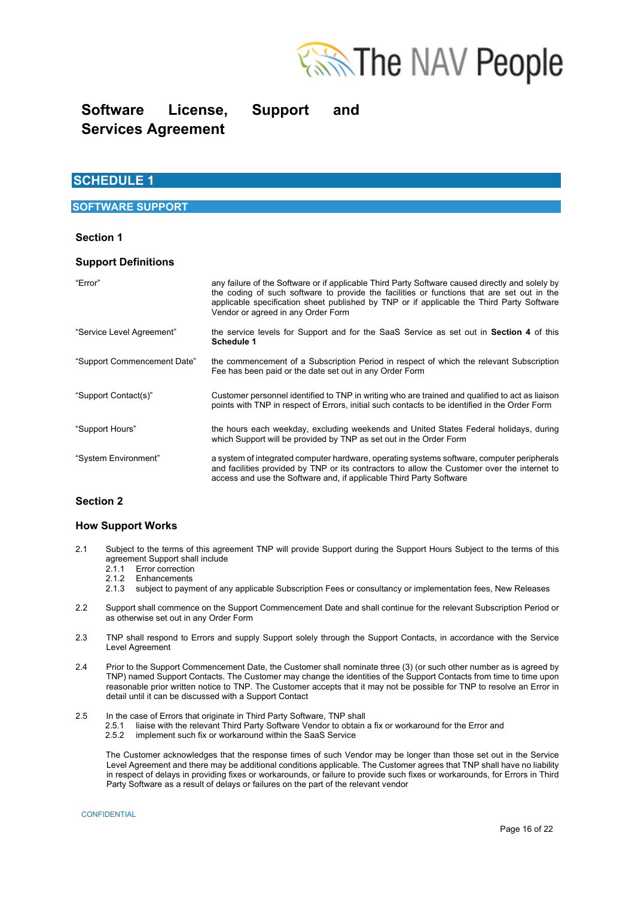# Software License, Support and Services Agreement

## SCHEDULE 1

### SOFTWARE SUPPORT

**Section 1**

**Support Definitions**

| | |
|---|---|
| "Error" | any failure of the Software or if applicable Third Party Software caused directly and solely by the coding of such software to provide the facilities or functions that are set out in the applicable specification sheet published by TNP or if applicable the Third Party Software Vendor or agreed in any Order Form |
| "Service Level Agreement" | the service levels for Support and for the SaaS Service as set out in **Section 4** of this **Schedule 1** |
| "Support Commencement Date" | the commencement of a Subscription Period in respect of which the relevant Subscription Fee has been paid or the date set out in any Order Form |
| "Support Contact(s)" | Customer personnel identified to TNP in writing who are trained and qualified to act as liaison points with TNP in respect of Errors, initial such contacts to be identified in the Order Form |
| "Support Hours" | the hours each weekday, excluding weekends and United States Federal holidays, during which Support will be provided by TNP as set out in the Order Form |
| "System Environment" | a system of integrated computer hardware, operating systems software, computer peripherals and facilities provided by TNP or its contractors to allow the Customer over the internet to access and use the Software and, if applicable Third Party Software |

**Section 2**

**How Support Works**

2.1 Subject to the terms of this agreement TNP will provide Support during the Support Hours Subject to the terms of this agreement Support shall include

- 2.1.1 Error correction
- 2.1.2 Enhancements
- 2.1.3 subject to payment of any applicable Subscription Fees or consultancy or implementation fees, New Releases

2.2 Support shall commence on the Support Commencement Date and shall continue for the relevant Subscription Period or as otherwise set out in any Order Form

2.3 TNP shall respond to Errors and supply Support solely through the Support Contacts, in accordance with the Service Level Agreement

2.4 Prior to the Support Commencement Date, the Customer shall nominate three (3) (or such other number as is agreed by TNP) named Support Contacts. The Customer may change the identities of the Support Contacts from time to time upon reasonable prior written notice to TNP. The Customer accepts that it may not be possible for TNP to resolve an Error in detail until it can be discussed with a Support Contact

2.5 In the case of Errors that originate in Third Party Software, TNP shall

- 2.5.1 liaise with the relevant Third Party Software Vendor to obtain a fix or workaround for the Error and
- 2.5.2 implement such fix or workaround within the SaaS Service

The Customer acknowledges that the response times of such Vendor may be longer than those set out in the Service Level Agreement and there may be additional conditions applicable. The Customer agrees that TNP shall have no liability in respect of delays in providing fixes or workarounds, or failure to provide such fixes or workarounds, for Errors in Third Party Software as a result of delays or failures on the part of the relevant vendor

CONFIDENTIAL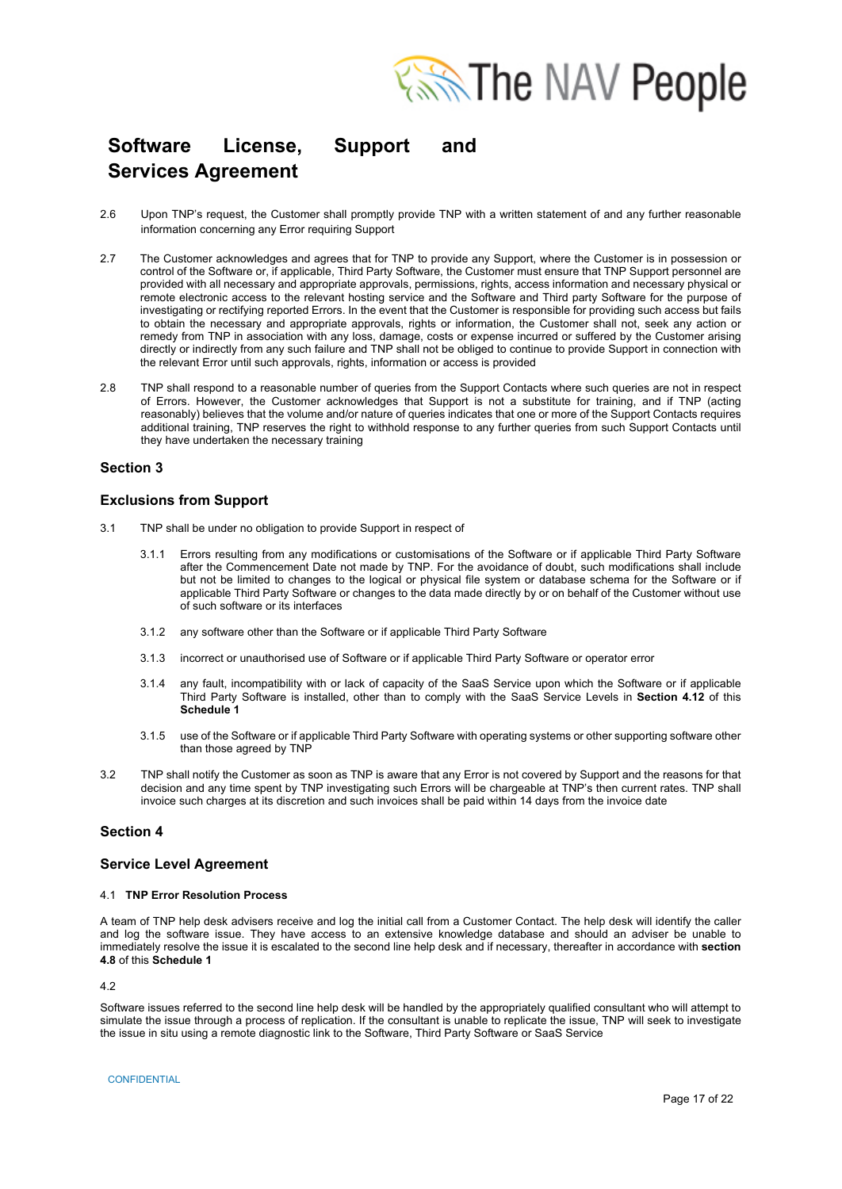# Software License, Support and Services Agreement

2.6 Upon TNP's request, the Customer shall promptly provide TNP with a written statement of and any further reasonable information concerning any Error requiring Support

2.7 The Customer acknowledges and agrees that for TNP to provide any Support, where the Customer is in possession or control of the Software or, if applicable, Third Party Software, the Customer must ensure that TNP Support personnel are provided with all necessary and appropriate approvals, permissions, rights, access information and necessary physical or remote electronic access to the relevant hosting service and the Software and Third party Software for the purpose of investigating or rectifying reported Errors. In the event that the Customer is responsible for providing such access but fails to obtain the necessary and appropriate approvals, rights or information, the Customer shall not, seek any action or remedy from TNP in association with any loss, damage, costs or expense incurred or suffered by the Customer arising directly or indirectly from any such failure and TNP shall not be obliged to continue to provide Support in connection with the relevant Error until such approvals, rights, information or access is provided

2.8 TNP shall respond to a reasonable number of queries from the Support Contacts where such queries are not in respect of Errors. However, the Customer acknowledges that Support is not a substitute for training, and if TNP (acting reasonably) believes that the volume and/or nature of queries indicates that one or more of the Support Contacts requires additional training, TNP reserves the right to withhold response to any further queries from such Support Contacts until they have undertaken the necessary training

## Section 3

## Exclusions from Support

3.1 TNP shall be under no obligation to provide Support in respect of

3.1.1 Errors resulting from any modifications or customisations of the Software or if applicable Third Party Software after the Commencement Date not made by TNP. For the avoidance of doubt, such modifications shall include but not be limited to changes to the logical or physical file system or database schema for the Software or if applicable Third Party Software or changes to the data made directly by or on behalf of the Customer without use of such software or its interfaces

3.1.2 any software other than the Software or if applicable Third Party Software

3.1.3 incorrect or unauthorised use of Software or if applicable Third Party Software or operator error

3.1.4 any fault, incompatibility with or lack of capacity of the SaaS Service upon which the Software or if applicable Third Party Software is installed, other than to comply with the SaaS Service Levels in **Section 4.12** of this **Schedule 1**

3.1.5 use of the Software or if applicable Third Party Software with operating systems or other supporting software other than those agreed by TNP

3.2 TNP shall notify the Customer as soon as TNP is aware that any Error is not covered by Support and the reasons for that decision and any time spent by TNP investigating such Errors will be chargeable at TNP's then current rates. TNP shall invoice such charges at its discretion and such invoices shall be paid within 14 days from the invoice date

## Section 4

## Service Level Agreement

#### 4.1 TNP Error Resolution Process

A team of TNP help desk advisers receive and log the initial call from a Customer Contact. The help desk will identify the caller and log the software issue. They have access to an extensive knowledge database and should an adviser be unable to immediately resolve the issue it is escalated to the second line help desk and if necessary, thereafter in accordance with **section 4.8** of this **Schedule 1**

4.2

Software issues referred to the second line help desk will be handled by the appropriately qualified consultant who will attempt to simulate the issue through a process of replication. If the consultant is unable to replicate the issue, TNP will seek to investigate the issue in situ using a remote diagnostic link to the Software, Third Party Software or SaaS Service

CONFIDENTIAL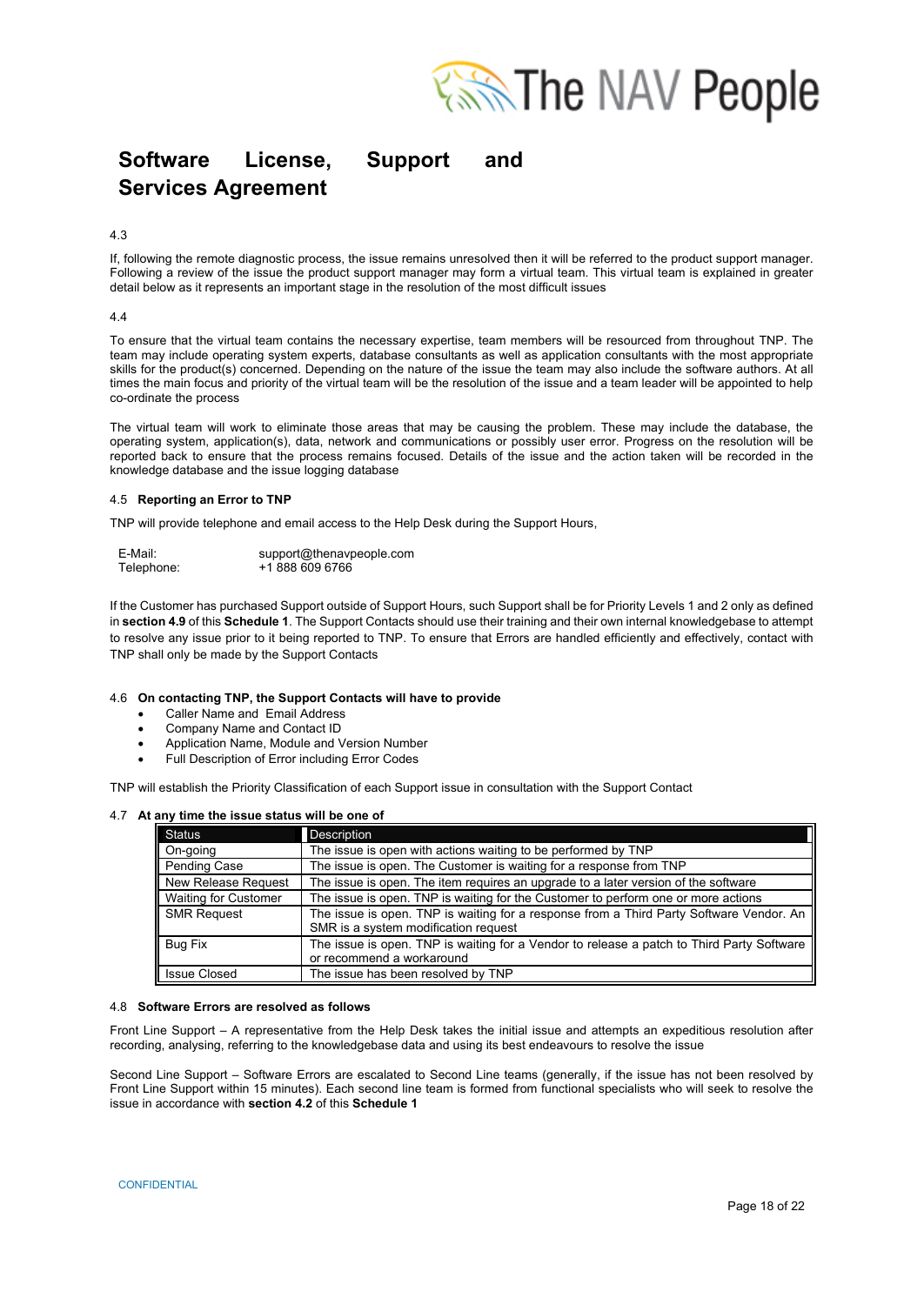# Software License, Support and Services Agreement

4.3

If, following the remote diagnostic process, the issue remains unresolved then it will be referred to the product support manager. Following a review of the issue the product support manager may form a virtual team. This virtual team is explained in greater detail below as it represents an important stage in the resolution of the most difficult issues

4.4

To ensure that the virtual team contains the necessary expertise, team members will be resourced from throughout TNP. The team may include operating system experts, database consultants as well as application consultants with the most appropriate skills for the product(s) concerned. Depending on the nature of the issue the team may also include the software authors. At all times the main focus and priority of the virtual team will be the resolution of the issue and a team leader will be appointed to help co-ordinate the process

The virtual team will work to eliminate those areas that may be causing the problem. These may include the database, the operating system, application(s), data, network and communications or possibly user error. Progress on the resolution will be reported back to ensure that the process remains focused. Details of the issue and the action taken will be recorded in the knowledge database and the issue logging database

4.5 **Reporting an Error to TNP**

TNP will provide telephone and email access to the Help Desk during the Support Hours,

| | |
|---|---|
| E-Mail: | support@thenavpeople.com |
| Telephone: | +1 888 609 6766 |

If the Customer has purchased Support outside of Support Hours, such Support shall be for Priority Levels 1 and 2 only as defined in **section 4.9** of this **Schedule 1**. The Support Contacts should use their training and their own internal knowledgebase to attempt to resolve any issue prior to it being reported to TNP. To ensure that Errors are handled efficiently and effectively, contact with TNP shall only be made by the Support Contacts

4.6 **On contacting TNP, the Support Contacts will have to provide**

- Caller Name and Email Address
- Company Name and Contact ID
- Application Name, Module and Version Number
- Full Description of Error including Error Codes

TNP will establish the Priority Classification of each Support issue in consultation with the Support Contact

4.7 **At any time the issue status will be one of**

| Status | Description |
|---|---|
| On-going | The issue is open with actions waiting to be performed by TNP |
| Pending Case | The issue is open. The Customer is waiting for a response from TNP |
| New Release Request | The issue is open. The item requires an upgrade to a later version of the software |
| Waiting for Customer | The issue is open. TNP is waiting for the Customer to perform one or more actions |
| SMR Request | The issue is open. TNP is waiting for a response from a Third Party Software Vendor. An SMR is a system modification request |
| Bug Fix | The issue is open. TNP is waiting for a Vendor to release a patch to Third Party Software or recommend a workaround |
| Issue Closed | The issue has been resolved by TNP |

4.8 **Software Errors are resolved as follows**

Front Line Support – A representative from the Help Desk takes the initial issue and attempts an expeditious resolution after recording, analysing, referring to the knowledgebase data and using its best endeavours to resolve the issue

Second Line Support – Software Errors are escalated to Second Line teams (generally, if the issue has not been resolved by Front Line Support within 15 minutes). Each second line team is formed from functional specialists who will seek to resolve the issue in accordance with **section 4.2** of this **Schedule 1**

CONFIDENTIAL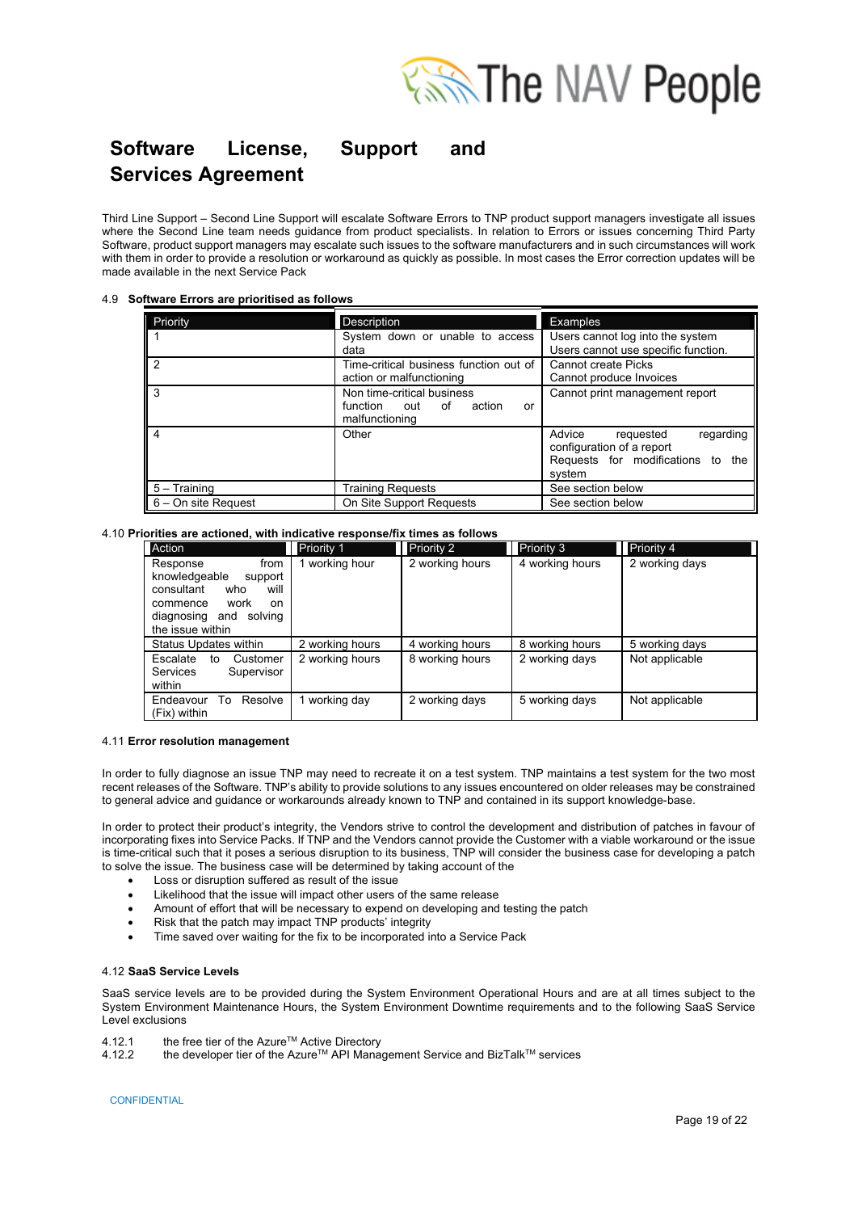Third Line Support – Second Line Support will escalate Software Errors to TNP product support managers investigate all issues where the Second Line team needs guidance from product specialists. In relation to Errors or issues concerning Third Party Software, product support managers may escalate such issues to the software manufacturers and in such circumstances will work with them in order to provide a resolution or workaround as quickly as possible. In most cases the Error correction updates will be made available in the next Service Pack

4.9 **Software Errors are prioritised as follows**

| Priority | Description | Examples |
|---|---|---|
| 1 | System down or unable to access data | Users cannot log into the system<br>Users cannot use specific function. |
| 2 | Time-critical business function out of action or malfunctioning | Cannot create Picks<br>Cannot produce Invoices |
| 3 | Non time-critical business function out of action or malfunctioning | Cannot print management report |
| 4 | Other | Advice requested regarding configuration of a report<br>Requests for modifications to the system |
| 5 – Training | Training Requests | See section below |
| 6 – On site Request | On Site Support Requests | See section below |

4.10 **Priorities are actioned, with indicative response/fix times as follows**

| Action | Priority 1 | Priority 2 | Priority 3 | Priority 4 |
|---|---|---|---|---|
| Response from knowledgeable support consultant who will commence work on diagnosing and solving the issue within | 1 working hour | 2 working hours | 4 working hours | 2 working days |
| Status Updates within | 2 working hours | 4 working hours | 8 working hours | 5 working days |
| Escalate to Customer Services Supervisor within | 2 working hours | 8 working hours | 2 working days | Not applicable |
| Endeavour To Resolve (Fix) within | 1 working day | 2 working days | 5 working days | Not applicable |

4.11 **Error resolution management**

In order to fully diagnose an issue TNP may need to recreate it on a test system. TNP maintains a test system for the two most recent releases of the Software. TNP's ability to provide solutions to any issues encountered on older releases may be constrained to general advice and guidance or workarounds already known to TNP and contained in its support knowledge-base.

In order to protect their product's integrity, the Vendors strive to control the development and distribution of patches in favour of incorporating fixes into Service Packs. If TNP and the Vendors cannot provide the Customer with a viable workaround or the issue is time-critical such that it poses a serious disruption to its business, TNP will consider the business case for developing a patch to solve the issue. The business case will be determined by taking account of the

- Loss or disruption suffered as result of the issue
- Likelihood that the issue will impact other users of the same release
- Amount of effort that will be necessary to expend on developing and testing the patch
- Risk that the patch may impact TNP products' integrity
- Time saved over waiting for the fix to be incorporated into a Service Pack

4.12 **SaaS Service Levels**

SaaS service levels are to be provided during the System Environment Operational Hours and are at all times subject to the System Environment Maintenance Hours, the System Environment Downtime requirements and to the following SaaS Service Level exclusions

4.12.1 the free tier of the Azure™ Active Directory

4.12.2 the developer tier of the Azure™ API Management Service and BizTalk™ services

CONFIDENTIAL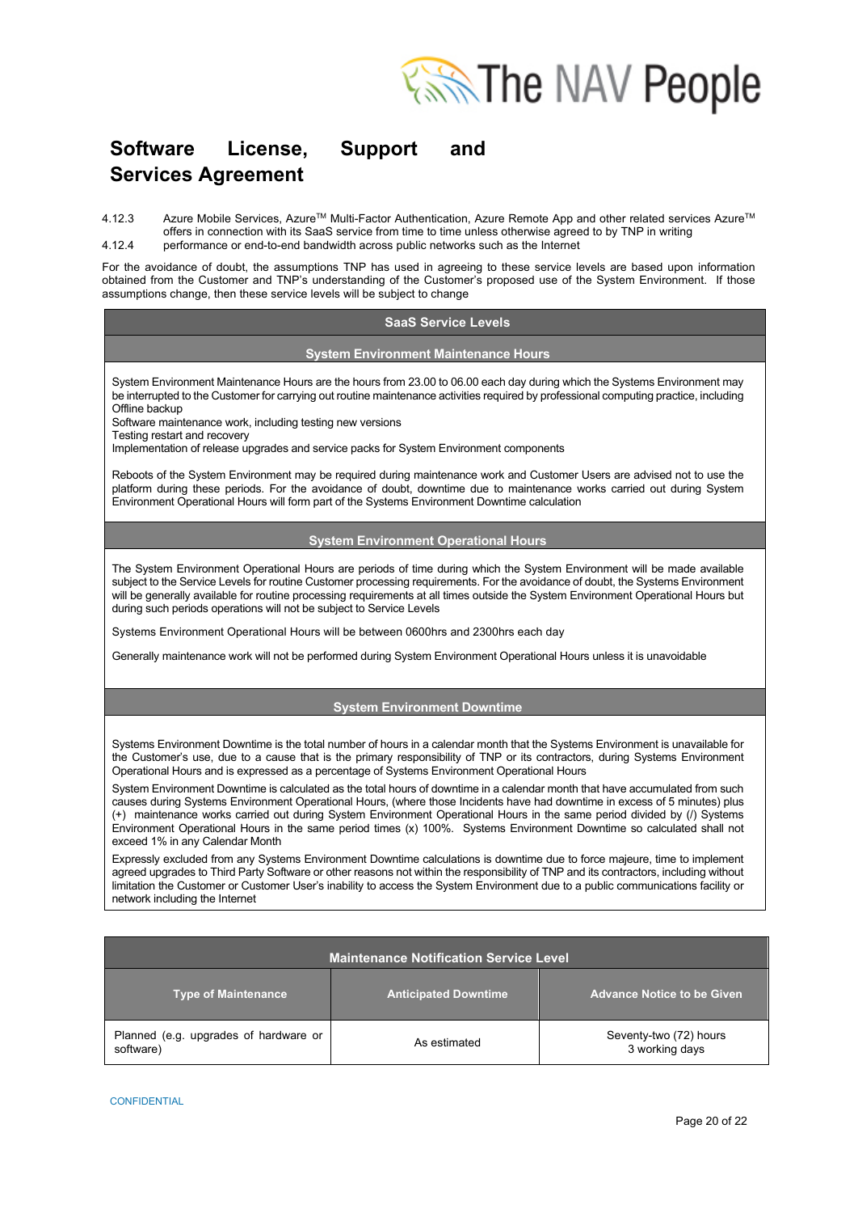4.12.3 Azure Mobile Services, Azure™ Multi-Factor Authentication, Azure Remote App and other related services Azure™ offers in connection with its SaaS service from time to time unless otherwise agreed to by TNP in writing

4.12.4 performance or end-to-end bandwidth across public networks such as the Internet

For the avoidance of doubt, the assumptions TNP has used in agreeing to these service levels are based upon information obtained from the Customer and TNP's understanding of the Customer's proposed use of the System Environment. If those assumptions change, then these service levels will be subject to change

## SaaS Service Levels

### System Environment Maintenance Hours

System Environment Maintenance Hours are the hours from 23.00 to 06.00 each day during which the Systems Environment may be interrupted to the Customer for carrying out routine maintenance activities required by professional computing practice, including Offline backup
Software maintenance work, including testing new versions
Testing restart and recovery
Implementation of release upgrades and service packs for System Environment components

Reboots of the System Environment may be required during maintenance work and Customer Users are advised not to use the platform during these periods. For the avoidance of doubt, downtime due to maintenance works carried out during System Environment Operational Hours will form part of the Systems Environment Downtime calculation

### System Environment Operational Hours

The System Environment Operational Hours are periods of time during which the System Environment will be made available subject to the Service Levels for routine Customer processing requirements. For the avoidance of doubt, the Systems Environment will be generally available for routine processing requirements at all times outside the System Environment Operational Hours but during such periods operations will not be subject to Service Levels

Systems Environment Operational Hours will be between 0600hrs and 2300hrs each day

Generally maintenance work will not be performed during System Environment Operational Hours unless it is unavoidable

### System Environment Downtime

Systems Environment Downtime is the total number of hours in a calendar month that the Systems Environment is unavailable for the Customer's use, due to a cause that is the primary responsibility of TNP or its contractors, during Systems Environment Operational Hours and is expressed as a percentage of Systems Environment Operational Hours

System Environment Downtime is calculated as the total hours of downtime in a calendar month that have accumulated from such causes during Systems Environment Operational Hours, (where those Incidents have had downtime in excess of 5 minutes) plus (+) maintenance works carried out during System Environment Operational Hours in the same period divided by (/) Systems Environment Operational Hours in the same period times (x) 100%. Systems Environment Downtime so calculated shall not exceed 1% in any Calendar Month

Expressly excluded from any Systems Environment Downtime calculations is downtime due to force majeure, time to implement agreed upgrades to Third Party Software or other reasons not within the responsibility of TNP and its contractors, including without limitation the Customer or Customer User's inability to access the System Environment due to a public communications facility or network including the Internet

| Maintenance Notification Service Level | | |
|---|---|---|
| **Type of Maintenance** | **Anticipated Downtime** | **Advance Notice to be Given** |
| Planned (e.g. upgrades of hardware or software) | As estimated | Seventy-two (72) hours<br>3 working days |

CONFIDENTIAL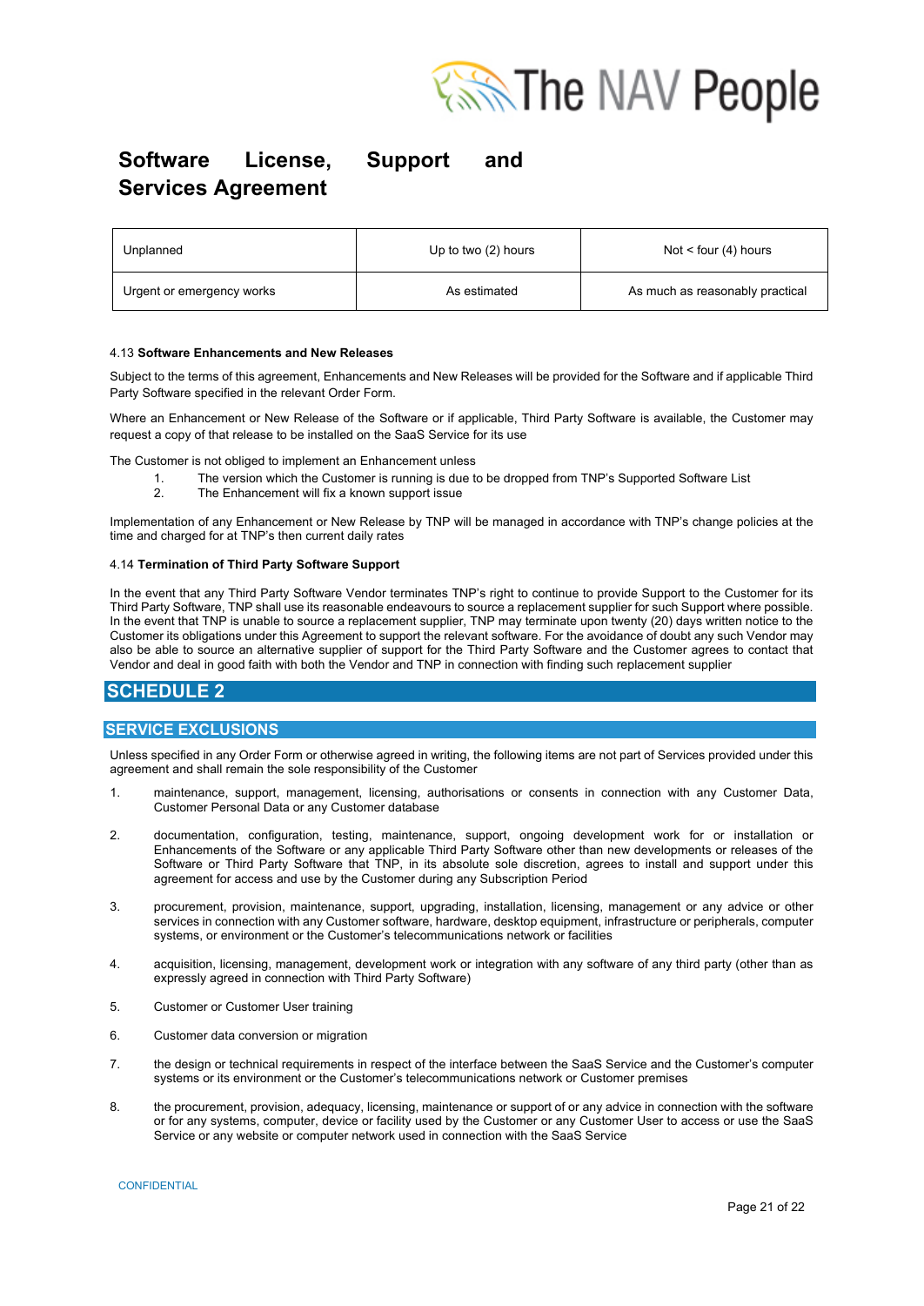| Unplanned | Up to two (2) hours | Not < four (4) hours |
|---|---|---|
| Urgent or emergency works | As estimated | As much as reasonably practical |

4.13 **Software Enhancements and New Releases**

Subject to the terms of this agreement, Enhancements and New Releases will be provided for the Software and if applicable Third Party Software specified in the relevant Order Form.

Where an Enhancement or New Release of the Software or if applicable, Third Party Software is available, the Customer may request a copy of that release to be installed on the SaaS Service for its use

The Customer is not obliged to implement an Enhancement unless

1. The version which the Customer is running is due to be dropped from TNP's Supported Software List
2. The Enhancement will fix a known support issue

Implementation of any Enhancement or New Release by TNP will be managed in accordance with TNP's change policies at the time and charged for at TNP's then current daily rates

4.14 **Termination of Third Party Software Support**

In the event that any Third Party Software Vendor terminates TNP's right to continue to provide Support to the Customer for its Third Party Software, TNP shall use its reasonable endeavours to source a replacement supplier for such Support where possible. In the event that TNP is unable to source a replacement supplier, TNP may terminate upon twenty (20) days written notice to the Customer its obligations under this Agreement to support the relevant software. For the avoidance of doubt any such Vendor may also be able to source an alternative supplier of support for the Third Party Software and the Customer agrees to contact that Vendor and deal in good faith with both the Vendor and TNP in connection with finding such replacement supplier

# SCHEDULE 2

## SERVICE EXCLUSIONS

Unless specified in any Order Form or otherwise agreed in writing, the following items are not part of Services provided under this agreement and shall remain the sole responsibility of the Customer

1. maintenance, support, management, licensing, authorisations or consents in connection with any Customer Data, Customer Personal Data or any Customer database

2. documentation, configuration, testing, maintenance, support, ongoing development work for or installation or Enhancements of the Software or any applicable Third Party Software other than new developments or releases of the Software or Third Party Software that TNP, in its absolute sole discretion, agrees to install and support under this agreement for access and use by the Customer during any Subscription Period

3. procurement, provision, maintenance, support, upgrading, installation, licensing, management or any advice or other services in connection with any Customer software, hardware, desktop equipment, infrastructure or peripherals, computer systems, or environment or the Customer's telecommunications network or facilities

4. acquisition, licensing, management, development work or integration with any software of any third party (other than as expressly agreed in connection with Third Party Software)

5. Customer or Customer User training

6. Customer data conversion or migration

7. the design or technical requirements in respect of the interface between the SaaS Service and the Customer's computer systems or its environment or the Customer's telecommunications network or Customer premises

8. the procurement, provision, adequacy, licensing, maintenance or support of or any advice in connection with the software or for any systems, computer, device or facility used by the Customer or any Customer User to access or use the SaaS Service or any website or computer network used in connection with the SaaS Service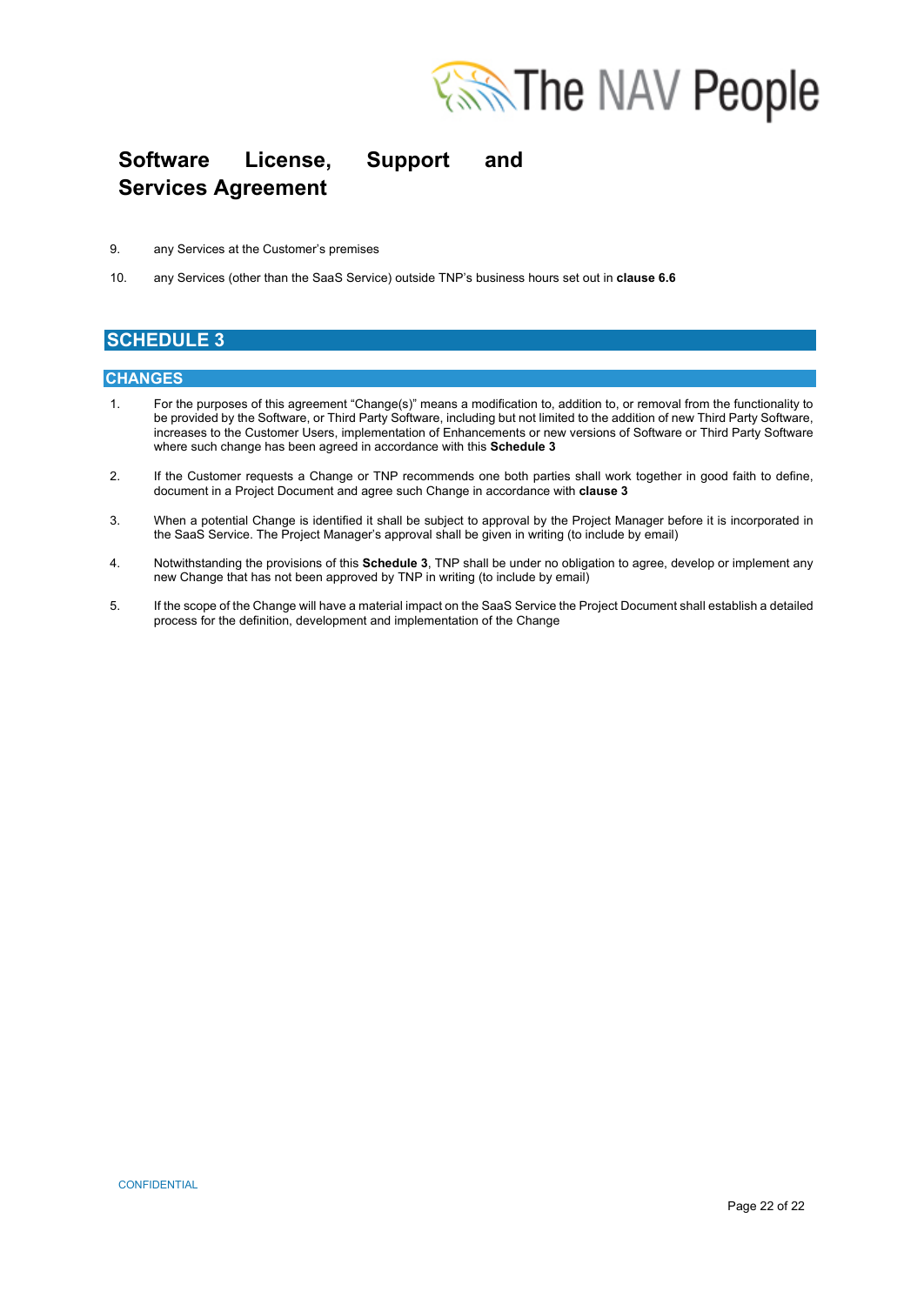9. any Services at the Customer's premises

10. any Services (other than the SaaS Service) outside TNP's business hours set out in **clause 6.6**

## SCHEDULE 3

### CHANGES

1. For the purposes of this agreement "Change(s)" means a modification to, addition to, or removal from the functionality to be provided by the Software, or Third Party Software, including but not limited to the addition of new Third Party Software, increases to the Customer Users, implementation of Enhancements or new versions of Software or Third Party Software where such change has been agreed in accordance with this **Schedule 3**

2. If the Customer requests a Change or TNP recommends one both parties shall work together in good faith to define, document in a Project Document and agree such Change in accordance with **clause 3**

3. When a potential Change is identified it shall be subject to approval by the Project Manager before it is incorporated in the SaaS Service. The Project Manager's approval shall be given in writing (to include by email)

4. Notwithstanding the provisions of this **Schedule 3**, TNP shall be under no obligation to agree, develop or implement any new Change that has not been approved by TNP in writing (to include by email)

5. If the scope of the Change will have a material impact on the SaaS Service the Project Document shall establish a detailed process for the definition, development and implementation of the Change